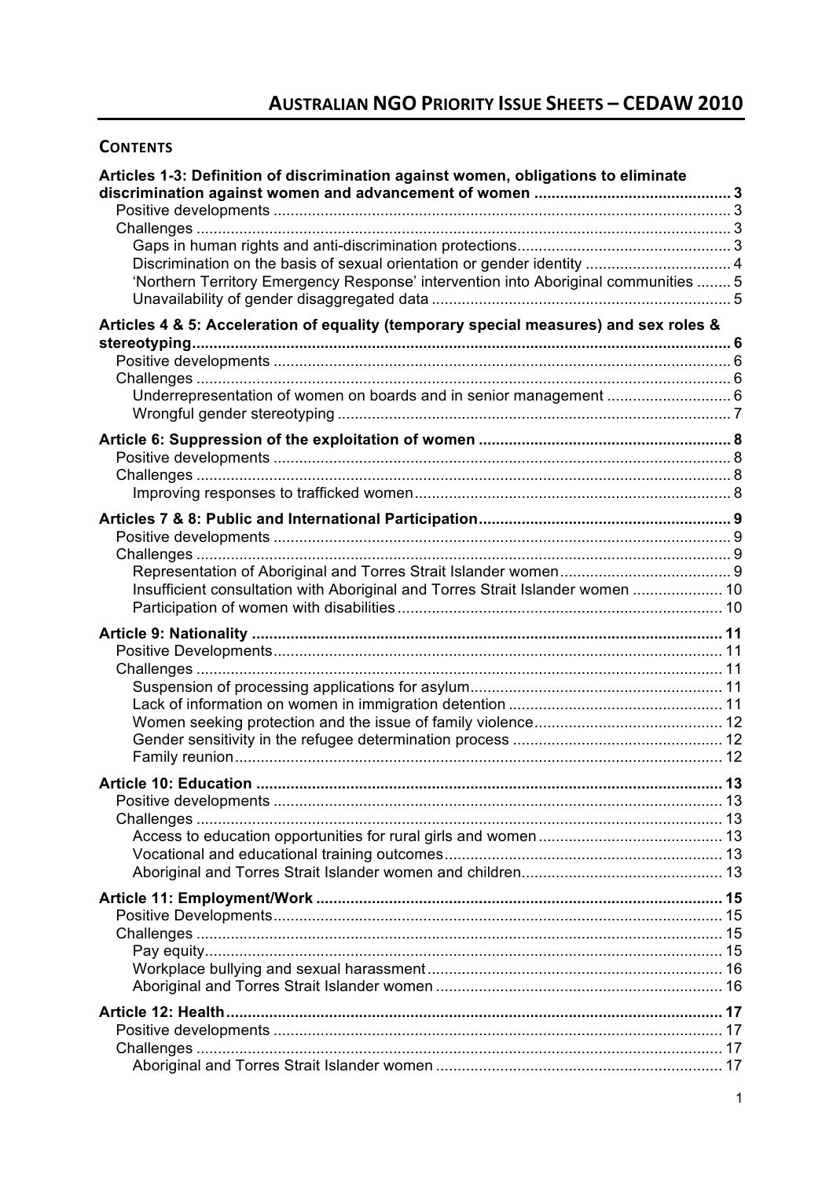# AUSTRALIAN NGO PRIORITY ISSUE SHEETS – CEDAW 2010

## CONTENTS

**Articles 1-3: Definition of discrimination against women, obligations to eliminate discrimination against women and advancement of women .......... 3**
- Positive developments .......... 3
- Challenges .......... 3
  - Gaps in human rights and anti-discrimination protections .......... 3
  - Discrimination on the basis of sexual orientation or gender identity .......... 4
  - 'Northern Territory Emergency Response' intervention into Aboriginal communities .......... 5
  - Unavailability of gender disaggregated data .......... 5

**Articles 4 & 5: Acceleration of equality (temporary special measures) and sex roles & stereotyping .......... 6**
- Positive developments .......... 6
- Challenges .......... 6
  - Underrepresentation of women on boards and in senior management .......... 6
  - Wrongful gender stereotyping .......... 7

**Article 6: Suppression of the exploitation of women .......... 8**
- Positive developments .......... 8
- Challenges .......... 8
  - Improving responses to trafficked women .......... 8

**Articles 7 & 8: Public and International Participation .......... 9**
- Positive developments .......... 9
- Challenges .......... 9
  - Representation of Aboriginal and Torres Strait Islander women .......... 9
  - Insufficient consultation with Aboriginal and Torres Strait Islander women .......... 10
  - Participation of women with disabilities .......... 10

**Article 9: Nationality .......... 11**
- Positive Developments .......... 11
- Challenges .......... 11
  - Suspension of processing applications for asylum .......... 11
  - Lack of information on women in immigration detention .......... 11
  - Women seeking protection and the issue of family violence .......... 12
  - Gender sensitivity in the refugee determination process .......... 12
  - Family reunion .......... 12

**Article 10: Education .......... 13**
- Positive developments .......... 13
- Challenges .......... 13
  - Access to education opportunities for rural girls and women .......... 13
  - Vocational and educational training outcomes .......... 13
  - Aboriginal and Torres Strait Islander women and children .......... 13

**Article 11: Employment/Work .......... 15**
- Positive Developments .......... 15
- Challenges .......... 15
  - Pay equity .......... 15
  - Workplace bullying and sexual harassment .......... 16
  - Aboriginal and Torres Strait Islander women .......... 16

**Article 12: Health .......... 17**
- Positive developments .......... 17
- Challenges .......... 17
  - Aboriginal and Torres Strait Islander women .......... 17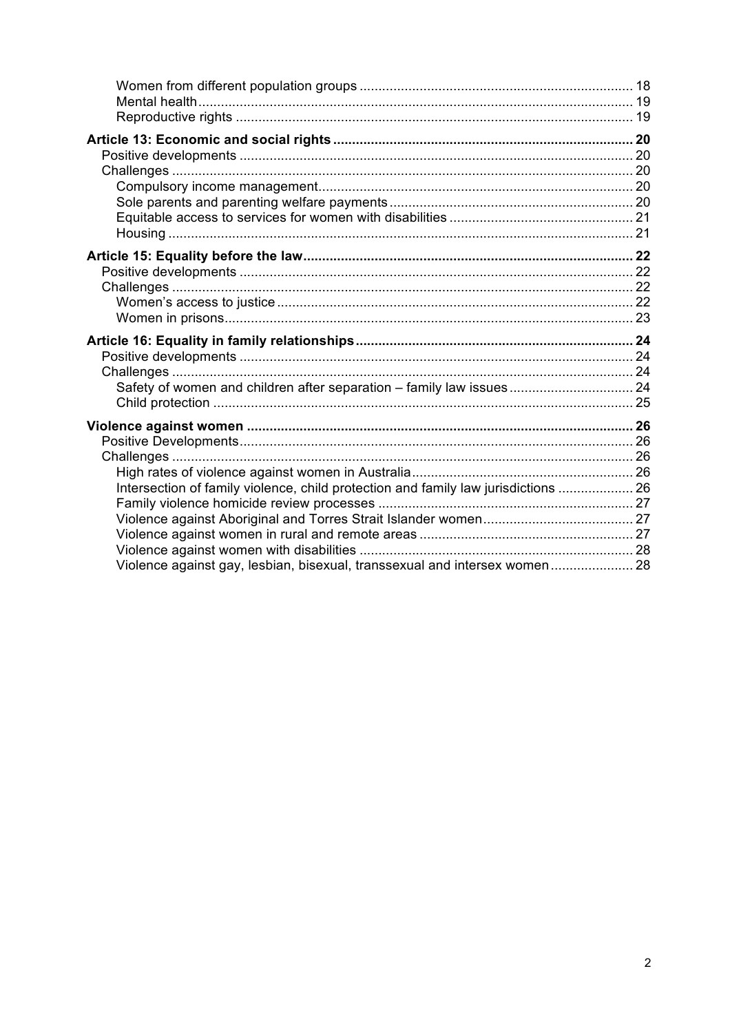- Women from different population groups ........ 18
- Mental health ........ 19
- Reproductive rights ........ 19

**Article 13: Economic and social rights ........ 20**

- Positive developments ........ 20
- Challenges ........ 20
  - Compulsory income management ........ 20
  - Sole parents and parenting welfare payments ........ 20
  - Equitable access to services for women with disabilities ........ 21
  - Housing ........ 21

**Article 15: Equality before the law ........ 22**

- Positive developments ........ 22
- Challenges ........ 22
  - Women's access to justice ........ 22
  - Women in prisons ........ 23

**Article 16: Equality in family relationships ........ 24**

- Positive developments ........ 24
- Challenges ........ 24
  - Safety of women and children after separation – family law issues ........ 24
  - Child protection ........ 25

**Violence against women ........ 26**

- Positive Developments ........ 26
- Challenges ........ 26
  - High rates of violence against women in Australia ........ 26
  - Intersection of family violence, child protection and family law jurisdictions ........ 26
  - Family violence homicide review processes ........ 27
  - Violence against Aboriginal and Torres Strait Islander women ........ 27
  - Violence against women in rural and remote areas ........ 27
  - Violence against women with disabilities ........ 28
  - Violence against gay, lesbian, bisexual, transsexual and intersex women ........ 28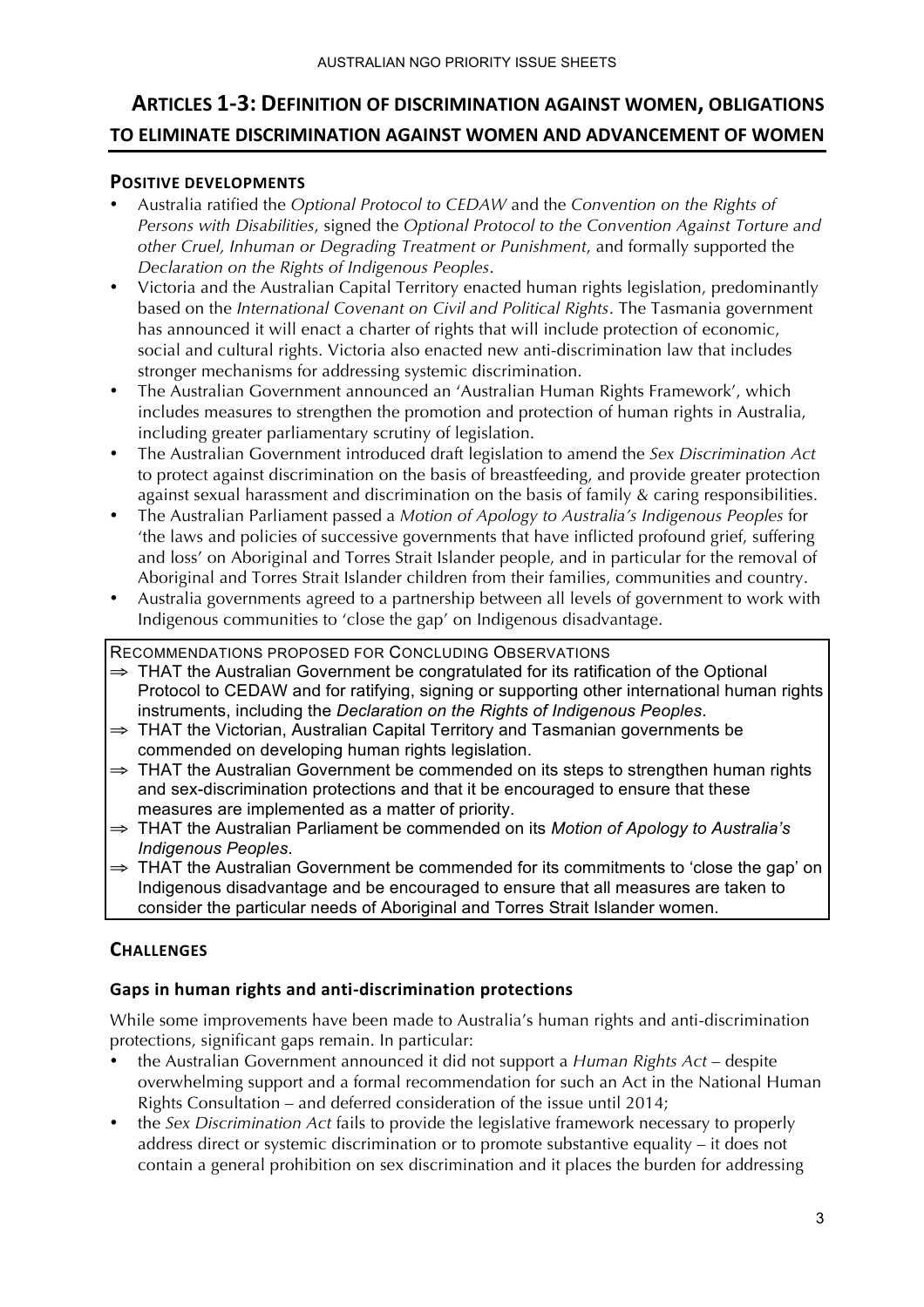## Articles 1-3: Definition of discrimination against women, obligations to eliminate discrimination against women and advancement of women

### Positive developments

- Australia ratified the *Optional Protocol to CEDAW* and the *Convention on the Rights of Persons with Disabilities*, signed the *Optional Protocol to the Convention Against Torture and other Cruel, Inhuman or Degrading Treatment or Punishment*, and formally supported the *Declaration on the Rights of Indigenous Peoples*.
- Victoria and the Australian Capital Territory enacted human rights legislation, predominantly based on the *International Covenant on Civil and Political Rights*. The Tasmania government has announced it will enact a charter of rights that will include protection of economic, social and cultural rights. Victoria also enacted new anti-discrimination law that includes stronger mechanisms for addressing systemic discrimination.
- The Australian Government announced an 'Australian Human Rights Framework', which includes measures to strengthen the promotion and protection of human rights in Australia, including greater parliamentary scrutiny of legislation.
- The Australian Government introduced draft legislation to amend the *Sex Discrimination Act* to protect against discrimination on the basis of breastfeeding, and provide greater protection against sexual harassment and discrimination on the basis of family & caring responsibilities.
- The Australian Parliament passed a *Motion of Apology to Australia's Indigenous Peoples* for 'the laws and policies of successive governments that have inflicted profound grief, suffering and loss' on Aboriginal and Torres Strait Islander people, and in particular for the removal of Aboriginal and Torres Strait Islander children from their families, communities and country.
- Australia governments agreed to a partnership between all levels of government to work with Indigenous communities to 'close the gap' on Indigenous disadvantage.

Recommendations proposed for Concluding Observations

⇒ THAT the Australian Government be congratulated for its ratification of the Optional Protocol to CEDAW and for ratifying, signing or supporting other international human rights instruments, including the *Declaration on the Rights of Indigenous Peoples*.

⇒ THAT the Victorian, Australian Capital Territory and Tasmanian governments be commended on developing human rights legislation.

⇒ THAT the Australian Government be commended on its steps to strengthen human rights and sex-discrimination protections and that it be encouraged to ensure that these measures are implemented as a matter of priority.

⇒ THAT the Australian Parliament be commended on its *Motion of Apology to Australia's Indigenous Peoples*.

⇒ THAT the Australian Government be commended for its commitments to 'close the gap' on Indigenous disadvantage and be encouraged to ensure that all measures are taken to consider the particular needs of Aboriginal and Torres Strait Islander women.

### Challenges

#### Gaps in human rights and anti-discrimination protections

While some improvements have been made to Australia's human rights and anti-discrimination protections, significant gaps remain. In particular:

- the Australian Government announced it did not support a *Human Rights Act* – despite overwhelming support and a formal recommendation for such an Act in the National Human Rights Consultation – and deferred consideration of the issue until 2014;
- the *Sex Discrimination Act* fails to provide the legislative framework necessary to properly address direct or systemic discrimination or to promote substantive equality – it does not contain a general prohibition on sex discrimination and it places the burden for addressing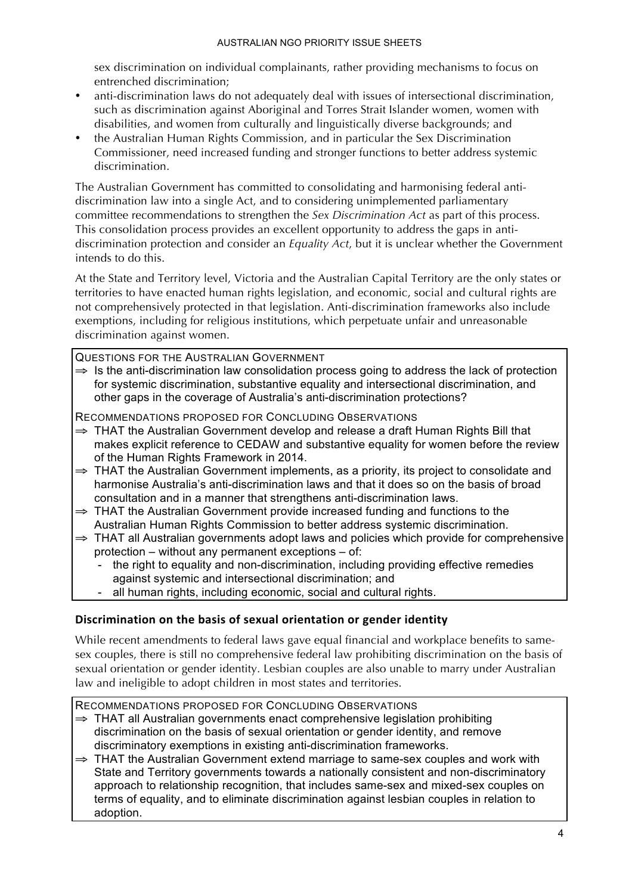sex discrimination on individual complainants, rather providing mechanisms to focus on entrenched discrimination;

- anti-discrimination laws do not adequately deal with issues of intersectional discrimination, such as discrimination against Aboriginal and Torres Strait Islander women, women with disabilities, and women from culturally and linguistically diverse backgrounds; and
- the Australian Human Rights Commission, and in particular the Sex Discrimination Commissioner, need increased funding and stronger functions to better address systemic discrimination.

The Australian Government has committed to consolidating and harmonising federal anti-discrimination law into a single Act, and to considering unimplemented parliamentary committee recommendations to strengthen the *Sex Discrimination Act* as part of this process. This consolidation process provides an excellent opportunity to address the gaps in anti-discrimination protection and consider an *Equality Act*, but it is unclear whether the Government intends to do this.

At the State and Territory level, Victoria and the Australian Capital Territory are the only states or territories to have enacted human rights legislation, and economic, social and cultural rights are not comprehensively protected in that legislation. Anti-discrimination frameworks also include exemptions, including for religious institutions, which perpetuate unfair and unreasonable discrimination against women.

QUESTIONS FOR THE AUSTRALIAN GOVERNMENT

⇒ Is the anti-discrimination law consolidation process going to address the lack of protection for systemic discrimination, substantive equality and intersectional discrimination, and other gaps in the coverage of Australia's anti-discrimination protections?

RECOMMENDATIONS PROPOSED FOR CONCLUDING OBSERVATIONS

⇒ THAT the Australian Government develop and release a draft Human Rights Bill that makes explicit reference to CEDAW and substantive equality for women before the review of the Human Rights Framework in 2014.

⇒ THAT the Australian Government implements, as a priority, its project to consolidate and harmonise Australia's anti-discrimination laws and that it does so on the basis of broad consultation and in a manner that strengthens anti-discrimination laws.

⇒ THAT the Australian Government provide increased funding and functions to the Australian Human Rights Commission to better address systemic discrimination.

⇒ THAT all Australian governments adopt laws and policies which provide for comprehensive protection – without any permanent exceptions – of:

- the right to equality and non-discrimination, including providing effective remedies against systemic and intersectional discrimination; and
- all human rights, including economic, social and cultural rights.

### Discrimination on the basis of sexual orientation or gender identity

While recent amendments to federal laws gave equal financial and workplace benefits to same-sex couples, there is still no comprehensive federal law prohibiting discrimination on the basis of sexual orientation or gender identity. Lesbian couples are also unable to marry under Australian law and ineligible to adopt children in most states and territories.

RECOMMENDATIONS PROPOSED FOR CONCLUDING OBSERVATIONS

⇒ THAT all Australian governments enact comprehensive legislation prohibiting discrimination on the basis of sexual orientation or gender identity, and remove discriminatory exemptions in existing anti-discrimination frameworks.

⇒ THAT the Australian Government extend marriage to same-sex couples and work with State and Territory governments towards a nationally consistent and non-discriminatory approach to relationship recognition, that includes same-sex and mixed-sex couples on terms of equality, and to eliminate discrimination against lesbian couples in relation to adoption.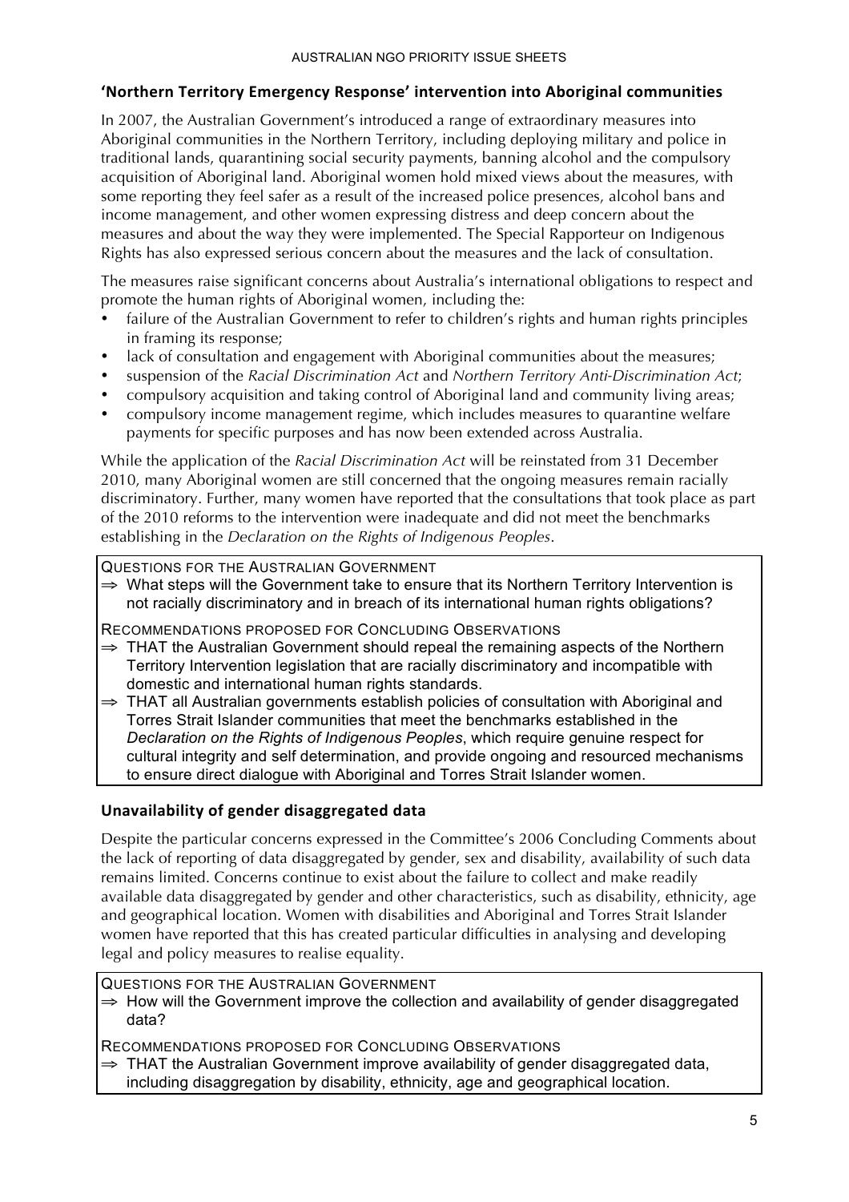## 'Northern Territory Emergency Response' intervention into Aboriginal communities

In 2007, the Australian Government's introduced a range of extraordinary measures into Aboriginal communities in the Northern Territory, including deploying military and police in traditional lands, quarantining social security payments, banning alcohol and the compulsory acquisition of Aboriginal land. Aboriginal women hold mixed views about the measures, with some reporting they feel safer as a result of the increased police presences, alcohol bans and income management, and other women expressing distress and deep concern about the measures and about the way they were implemented. The Special Rapporteur on Indigenous Rights has also expressed serious concern about the measures and the lack of consultation.

The measures raise significant concerns about Australia's international obligations to respect and promote the human rights of Aboriginal women, including the:

- failure of the Australian Government to refer to children's rights and human rights principles in framing its response;
- lack of consultation and engagement with Aboriginal communities about the measures;
- suspension of the *Racial Discrimination Act* and *Northern Territory Anti-Discrimination Act*;
- compulsory acquisition and taking control of Aboriginal land and community living areas;
- compulsory income management regime, which includes measures to quarantine welfare payments for specific purposes and has now been extended across Australia.

While the application of the *Racial Discrimination Act* will be reinstated from 31 December 2010, many Aboriginal women are still concerned that the ongoing measures remain racially discriminatory. Further, many women have reported that the consultations that took place as part of the 2010 reforms to the intervention were inadequate and did not meet the benchmarks establishing in the *Declaration on the Rights of Indigenous Peoples*.

QUESTIONS FOR THE AUSTRALIAN GOVERNMENT

⇒ What steps will the Government take to ensure that its Northern Territory Intervention is not racially discriminatory and in breach of its international human rights obligations?

RECOMMENDATIONS PROPOSED FOR CONCLUDING OBSERVATIONS

⇒ THAT the Australian Government should repeal the remaining aspects of the Northern Territory Intervention legislation that are racially discriminatory and incompatible with domestic and international human rights standards.

⇒ THAT all Australian governments establish policies of consultation with Aboriginal and Torres Strait Islander communities that meet the benchmarks established in the *Declaration on the Rights of Indigenous Peoples*, which require genuine respect for cultural integrity and self determination, and provide ongoing and resourced mechanisms to ensure direct dialogue with Aboriginal and Torres Strait Islander women.

## Unavailability of gender disaggregated data

Despite the particular concerns expressed in the Committee's 2006 Concluding Comments about the lack of reporting of data disaggregated by gender, sex and disability, availability of such data remains limited. Concerns continue to exist about the failure to collect and make readily available data disaggregated by gender and other characteristics, such as disability, ethnicity, age and geographical location. Women with disabilities and Aboriginal and Torres Strait Islander women have reported that this has created particular difficulties in analysing and developing legal and policy measures to realise equality.

QUESTIONS FOR THE AUSTRALIAN GOVERNMENT

⇒ How will the Government improve the collection and availability of gender disaggregated data?

RECOMMENDATIONS PROPOSED FOR CONCLUDING OBSERVATIONS

⇒ THAT the Australian Government improve availability of gender disaggregated data, including disaggregation by disability, ethnicity, age and geographical location.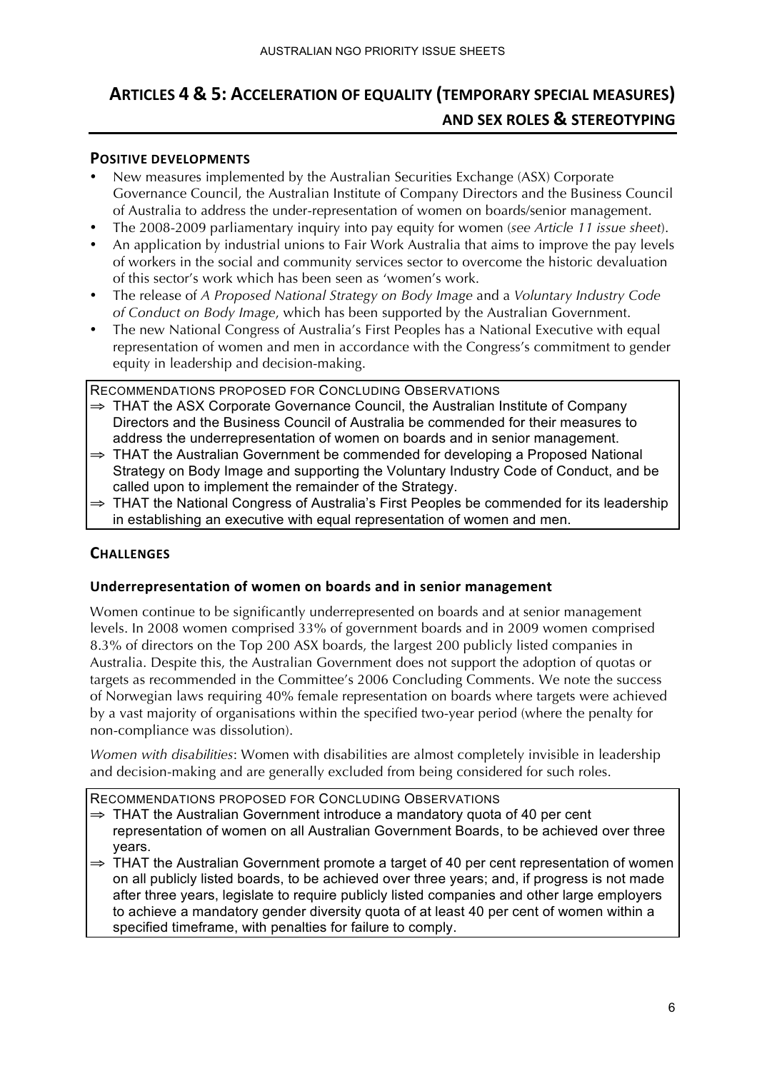## ARTICLES 4 & 5: ACCELERATION OF EQUALITY (TEMPORARY SPECIAL MEASURES) AND SEX ROLES & STEREOTYPING

### POSITIVE DEVELOPMENTS

- New measures implemented by the Australian Securities Exchange (ASX) Corporate Governance Council, the Australian Institute of Company Directors and the Business Council of Australia to address the under-representation of women on boards/senior management.
- The 2008-2009 parliamentary inquiry into pay equity for women (*see Article 11 issue sheet*).
- An application by industrial unions to Fair Work Australia that aims to improve the pay levels of workers in the social and community services sector to overcome the historic devaluation of this sector's work which has been seen as 'women's work.
- The release of *A Proposed National Strategy on Body Image* and a *Voluntary Industry Code of Conduct on Body Image*, which has been supported by the Australian Government.
- The new National Congress of Australia's First Peoples has a National Executive with equal representation of women and men in accordance with the Congress's commitment to gender equity in leadership and decision-making.

RECOMMENDATIONS PROPOSED FOR CONCLUDING OBSERVATIONS

⇒ THAT the ASX Corporate Governance Council, the Australian Institute of Company Directors and the Business Council of Australia be commended for their measures to address the underrepresentation of women on boards and in senior management.

⇒ THAT the Australian Government be commended for developing a Proposed National Strategy on Body Image and supporting the Voluntary Industry Code of Conduct, and be called upon to implement the remainder of the Strategy.

⇒ THAT the National Congress of Australia's First Peoples be commended for its leadership in establishing an executive with equal representation of women and men.

### CHALLENGES

#### Underrepresentation of women on boards and in senior management

Women continue to be significantly underrepresented on boards and at senior management levels. In 2008 women comprised 33% of government boards and in 2009 women comprised 8.3% of directors on the Top 200 ASX boards, the largest 200 publicly listed companies in Australia. Despite this, the Australian Government does not support the adoption of quotas or targets as recommended in the Committee's 2006 Concluding Comments. We note the success of Norwegian laws requiring 40% female representation on boards where targets were achieved by a vast majority of organisations within the specified two-year period (where the penalty for non-compliance was dissolution).

*Women with disabilities*: Women with disabilities are almost completely invisible in leadership and decision-making and are generally excluded from being considered for such roles.

RECOMMENDATIONS PROPOSED FOR CONCLUDING OBSERVATIONS

⇒ THAT the Australian Government introduce a mandatory quota of 40 per cent representation of women on all Australian Government Boards, to be achieved over three years.

⇒ THAT the Australian Government promote a target of 40 per cent representation of women on all publicly listed boards, to be achieved over three years; and, if progress is not made after three years, legislate to require publicly listed companies and other large employers to achieve a mandatory gender diversity quota of at least 40 per cent of women within a specified timeframe, with penalties for failure to comply.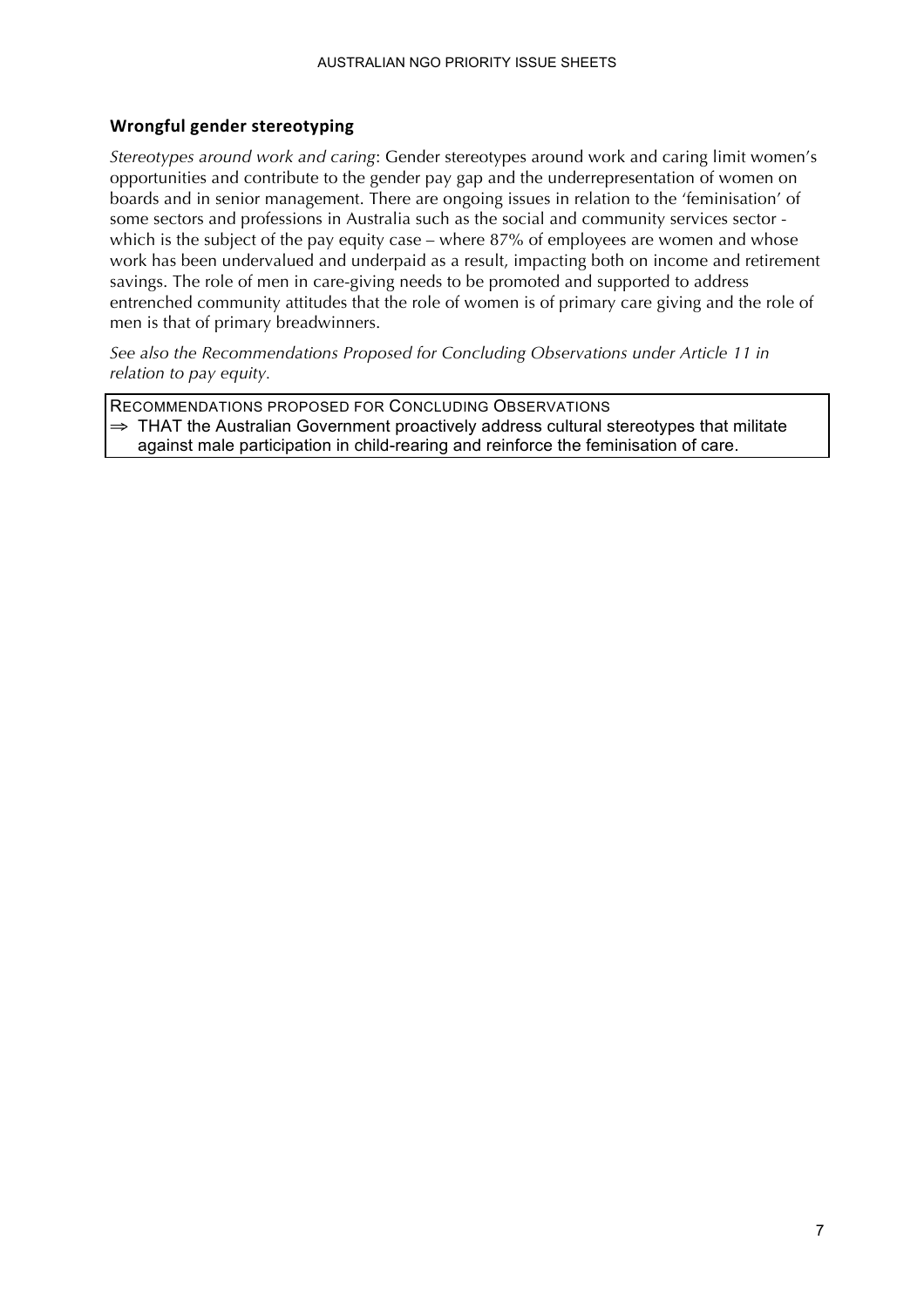## Wrongful gender stereotyping

*Stereotypes around work and caring*: Gender stereotypes around work and caring limit women's opportunities and contribute to the gender pay gap and the underrepresentation of women on boards and in senior management. There are ongoing issues in relation to the 'feminisation' of some sectors and professions in Australia such as the social and community services sector - which is the subject of the pay equity case – where 87% of employees are women and whose work has been undervalued and underpaid as a result, impacting both on income and retirement savings. The role of men in care-giving needs to be promoted and supported to address entrenched community attitudes that the role of women is of primary care giving and the role of men is that of primary breadwinners.

*See also the Recommendations Proposed for Concluding Observations under Article 11 in relation to pay equity.*

RECOMMENDATIONS PROPOSED FOR CONCLUDING OBSERVATIONS

⇒ THAT the Australian Government proactively address cultural stereotypes that militate against male participation in child-rearing and reinforce the feminisation of care.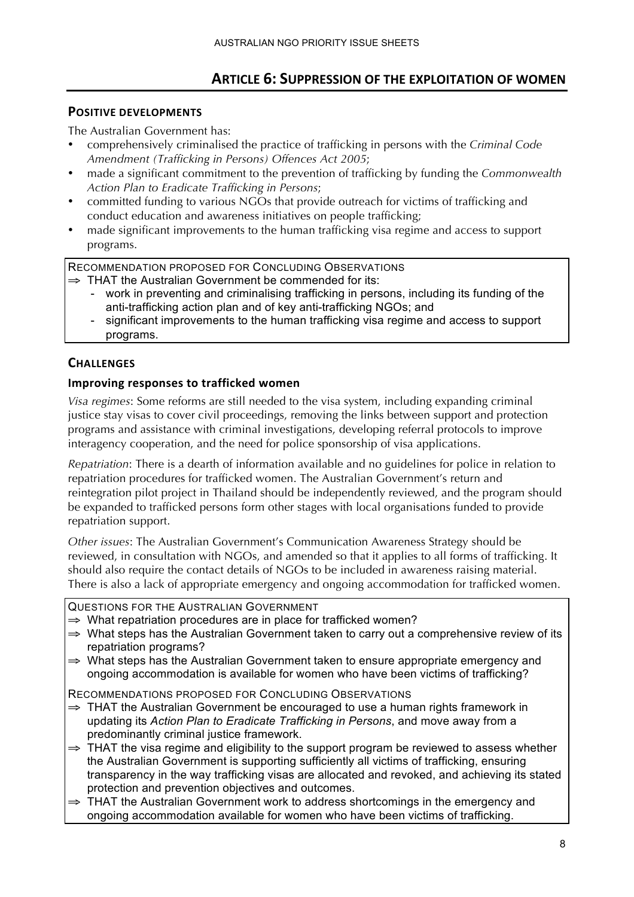## ARTICLE 6: SUPPRESSION OF THE EXPLOITATION OF WOMEN

### POSITIVE DEVELOPMENTS

The Australian Government has:

- comprehensively criminalised the practice of trafficking in persons with the *Criminal Code Amendment (Trafficking in Persons) Offences Act 2005*;
- made a significant commitment to the prevention of trafficking by funding the *Commonwealth Action Plan to Eradicate Trafficking in Persons*;
- committed funding to various NGOs that provide outreach for victims of trafficking and conduct education and awareness initiatives on people trafficking;
- made significant improvements to the human trafficking visa regime and access to support programs.

> RECOMMENDATION PROPOSED FOR CONCLUDING OBSERVATIONS
>
> ⇒ THAT the Australian Government be commended for its:
> - work in preventing and criminalising trafficking in persons, including its funding of the anti-trafficking action plan and of key anti-trafficking NGOs; and
> - significant improvements to the human trafficking visa regime and access to support programs.

### CHALLENGES

#### Improving responses to trafficked women

*Visa regimes*: Some reforms are still needed to the visa system, including expanding criminal justice stay visas to cover civil proceedings, removing the links between support and protection programs and assistance with criminal investigations, developing referral protocols to improve interagency cooperation, and the need for police sponsorship of visa applications.

*Repatriation*: There is a dearth of information available and no guidelines for police in relation to repatriation procedures for trafficked women. The Australian Government's return and reintegration pilot project in Thailand should be independently reviewed, and the program should be expanded to trafficked persons form other stages with local organisations funded to provide repatriation support.

*Other issues*: The Australian Government's Communication Awareness Strategy should be reviewed, in consultation with NGOs, and amended so that it applies to all forms of trafficking. It should also require the contact details of NGOs to be included in awareness raising material. There is also a lack of appropriate emergency and ongoing accommodation for trafficked women.

> QUESTIONS FOR THE AUSTRALIAN GOVERNMENT
>
> ⇒ What repatriation procedures are in place for trafficked women?
>
> ⇒ What steps has the Australian Government taken to carry out a comprehensive review of its repatriation programs?
>
> ⇒ What steps has the Australian Government taken to ensure appropriate emergency and ongoing accommodation is available for women who have been victims of trafficking?
>
> RECOMMENDATIONS PROPOSED FOR CONCLUDING OBSERVATIONS
>
> ⇒ THAT the Australian Government be encouraged to use a human rights framework in updating its *Action Plan to Eradicate Trafficking in Persons*, and move away from a predominantly criminal justice framework.
>
> ⇒ THAT the visa regime and eligibility to the support program be reviewed to assess whether the Australian Government is supporting sufficiently all victims of trafficking, ensuring transparency in the way trafficking visas are allocated and revoked, and achieving its stated protection and prevention objectives and outcomes.
>
> ⇒ THAT the Australian Government work to address shortcomings in the emergency and ongoing accommodation available for women who have been victims of trafficking.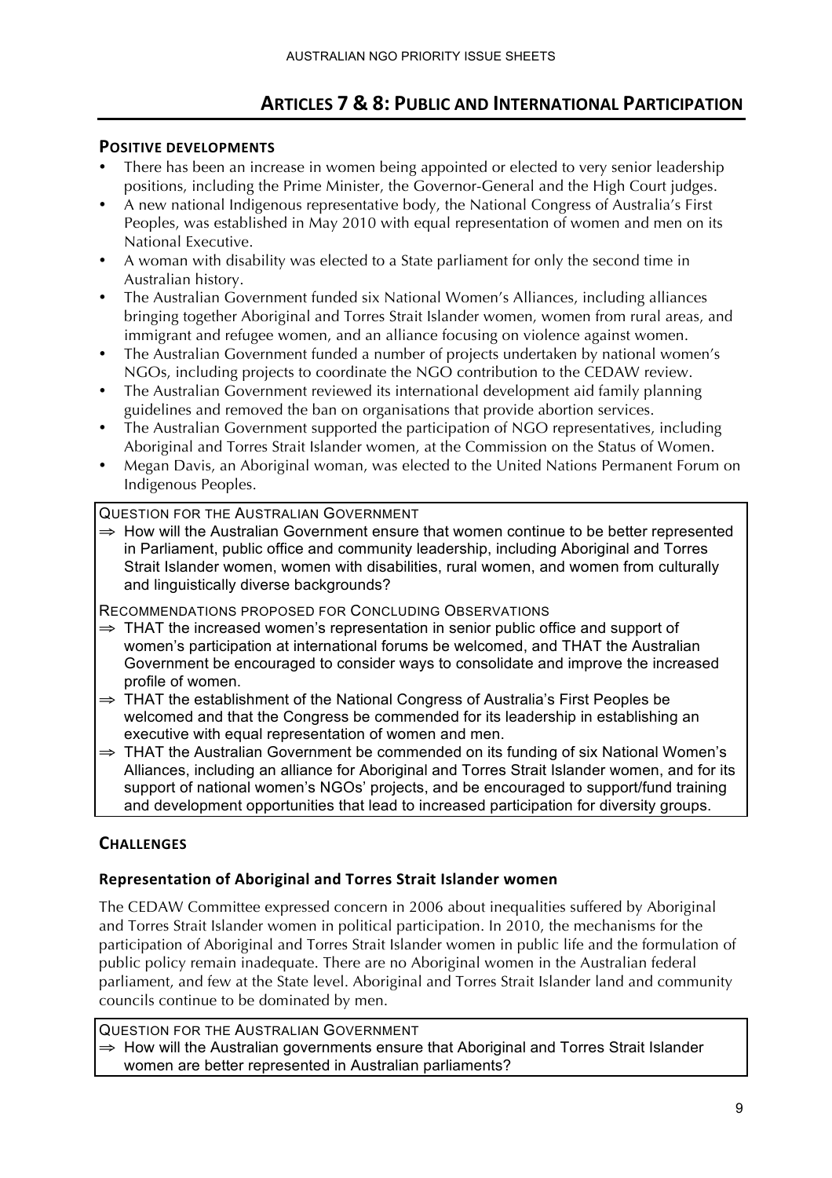## Articles 7 & 8: Public and International Participation

### Positive developments

- There has been an increase in women being appointed or elected to very senior leadership positions, including the Prime Minister, the Governor-General and the High Court judges.
- A new national Indigenous representative body, the National Congress of Australia's First Peoples, was established in May 2010 with equal representation of women and men on its National Executive.
- A woman with disability was elected to a State parliament for only the second time in Australian history.
- The Australian Government funded six National Women's Alliances, including alliances bringing together Aboriginal and Torres Strait Islander women, women from rural areas, and immigrant and refugee women, and an alliance focusing on violence against women.
- The Australian Government funded a number of projects undertaken by national women's NGOs, including projects to coordinate the NGO contribution to the CEDAW review.
- The Australian Government reviewed its international development aid family planning guidelines and removed the ban on organisations that provide abortion services.
- The Australian Government supported the participation of NGO representatives, including Aboriginal and Torres Strait Islander women, at the Commission on the Status of Women.
- Megan Davis, an Aboriginal woman, was elected to the United Nations Permanent Forum on Indigenous Peoples.

QUESTION FOR THE AUSTRALIAN GOVERNMENT

⇒ How will the Australian Government ensure that women continue to be better represented in Parliament, public office and community leadership, including Aboriginal and Torres Strait Islander women, women with disabilities, rural women, and women from culturally and linguistically diverse backgrounds?

RECOMMENDATIONS PROPOSED FOR CONCLUDING OBSERVATIONS

⇒ THAT the increased women's representation in senior public office and support of women's participation at international forums be welcomed, and THAT the Australian Government be encouraged to consider ways to consolidate and improve the increased profile of women.

⇒ THAT the establishment of the National Congress of Australia's First Peoples be welcomed and that the Congress be commended for its leadership in establishing an executive with equal representation of women and men.

⇒ THAT the Australian Government be commended on its funding of six National Women's Alliances, including an alliance for Aboriginal and Torres Strait Islander women, and for its support of national women's NGOs' projects, and be encouraged to support/fund training and development opportunities that lead to increased participation for diversity groups.

### Challenges

#### Representation of Aboriginal and Torres Strait Islander women

The CEDAW Committee expressed concern in 2006 about inequalities suffered by Aboriginal and Torres Strait Islander women in political participation. In 2010, the mechanisms for the participation of Aboriginal and Torres Strait Islander women in public life and the formulation of public policy remain inadequate. There are no Aboriginal women in the Australian federal parliament, and few at the State level. Aboriginal and Torres Strait Islander land and community councils continue to be dominated by men.

QUESTION FOR THE AUSTRALIAN GOVERNMENT

⇒ How will the Australian governments ensure that Aboriginal and Torres Strait Islander women are better represented in Australian parliaments?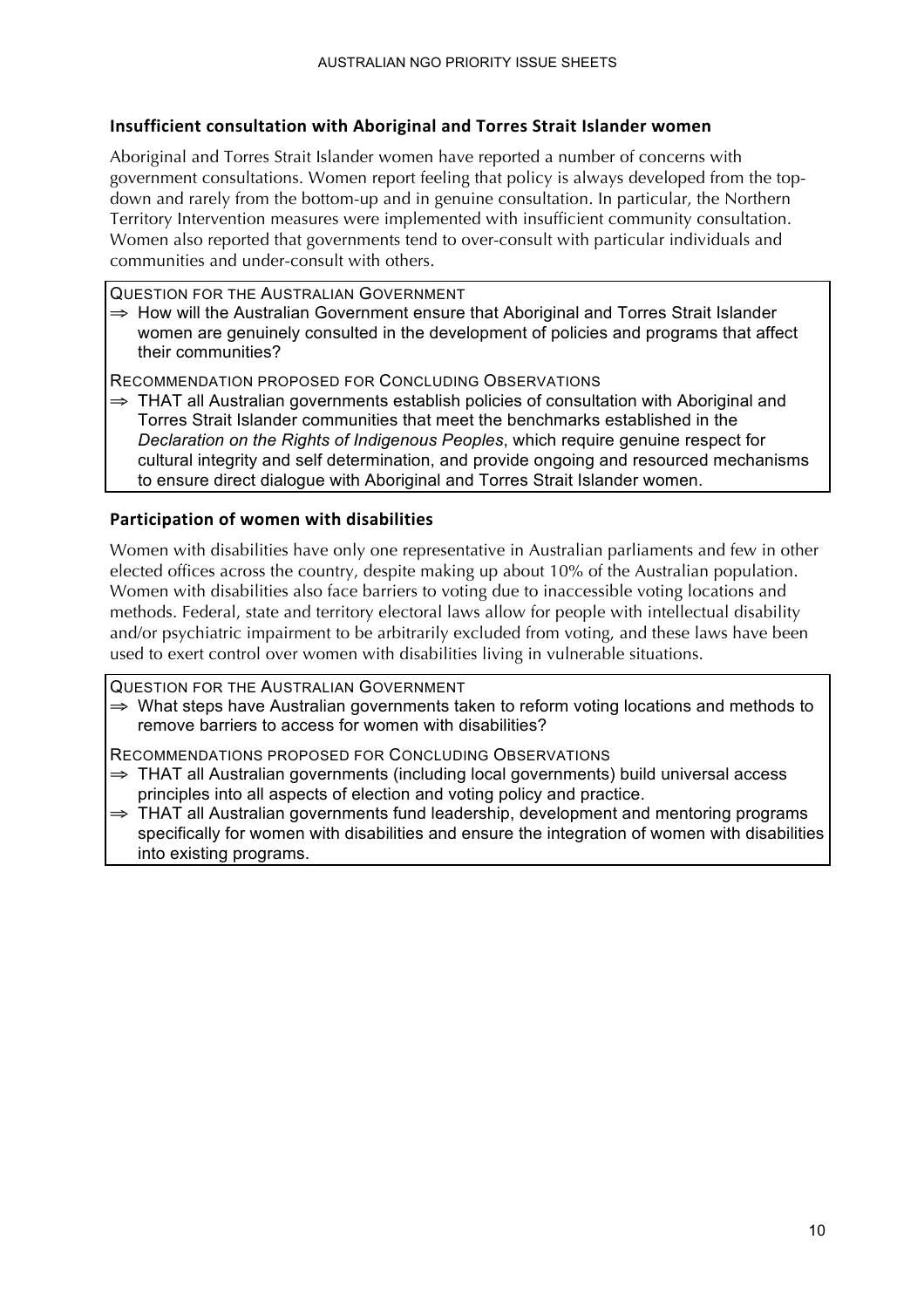### Insufficient consultation with Aboriginal and Torres Strait Islander women

Aboriginal and Torres Strait Islander women have reported a number of concerns with government consultations. Women report feeling that policy is always developed from the top-down and rarely from the bottom-up and in genuine consultation. In particular, the Northern Territory Intervention measures were implemented with insufficient community consultation. Women also reported that governments tend to over-consult with particular individuals and communities and under-consult with others.

QUESTION FOR THE AUSTRALIAN GOVERNMENT

⇒ How will the Australian Government ensure that Aboriginal and Torres Strait Islander women are genuinely consulted in the development of policies and programs that affect their communities?

RECOMMENDATION PROPOSED FOR CONCLUDING OBSERVATIONS

⇒ THAT all Australian governments establish policies of consultation with Aboriginal and Torres Strait Islander communities that meet the benchmarks established in the *Declaration on the Rights of Indigenous Peoples*, which require genuine respect for cultural integrity and self determination, and provide ongoing and resourced mechanisms to ensure direct dialogue with Aboriginal and Torres Strait Islander women.

### Participation of women with disabilities

Women with disabilities have only one representative in Australian parliaments and few in other elected offices across the country, despite making up about 10% of the Australian population. Women with disabilities also face barriers to voting due to inaccessible voting locations and methods. Federal, state and territory electoral laws allow for people with intellectual disability and/or psychiatric impairment to be arbitrarily excluded from voting, and these laws have been used to exert control over women with disabilities living in vulnerable situations.

QUESTION FOR THE AUSTRALIAN GOVERNMENT

⇒ What steps have Australian governments taken to reform voting locations and methods to remove barriers to access for women with disabilities?

RECOMMENDATIONS PROPOSED FOR CONCLUDING OBSERVATIONS

⇒ THAT all Australian governments (including local governments) build universal access principles into all aspects of election and voting policy and practice.

⇒ THAT all Australian governments fund leadership, development and mentoring programs specifically for women with disabilities and ensure the integration of women with disabilities into existing programs.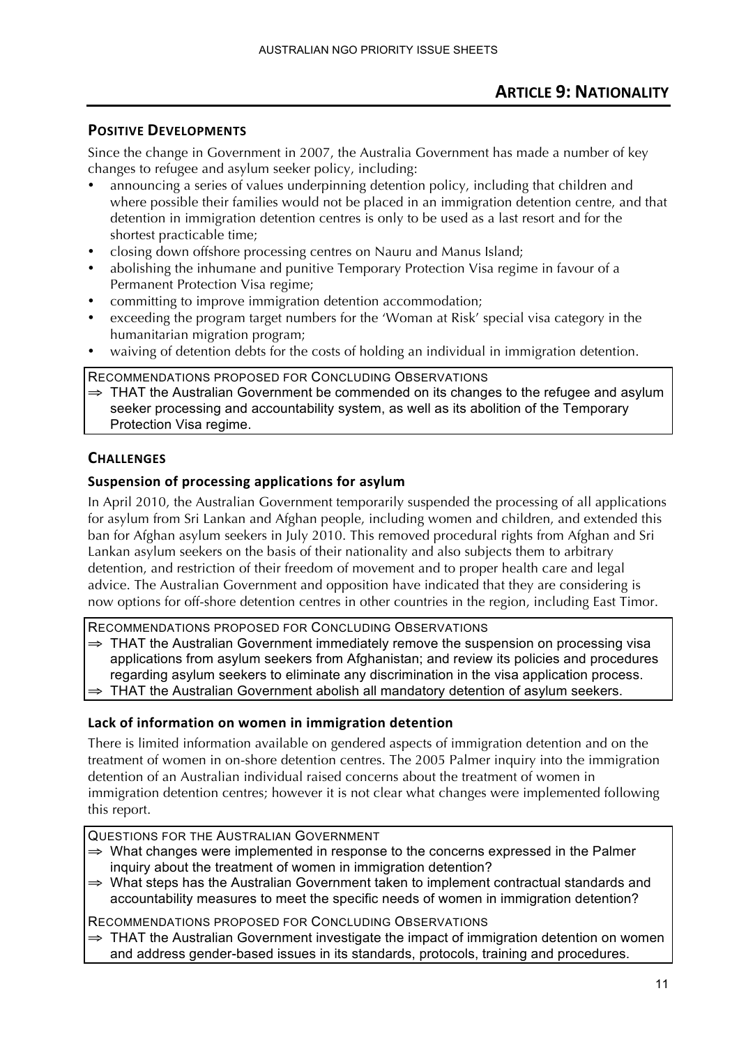# ARTICLE 9: NATIONALITY

## POSITIVE DEVELOPMENTS

Since the change in Government in 2007, the Australia Government has made a number of key changes to refugee and asylum seeker policy, including:

- announcing a series of values underpinning detention policy, including that children and where possible their families would not be placed in an immigration detention centre, and that detention in immigration detention centres is only to be used as a last resort and for the shortest practicable time;
- closing down offshore processing centres on Nauru and Manus Island;
- abolishing the inhumane and punitive Temporary Protection Visa regime in favour of a Permanent Protection Visa regime;
- committing to improve immigration detention accommodation;
- exceeding the program target numbers for the 'Woman at Risk' special visa category in the humanitarian migration program;
- waiving of detention debts for the costs of holding an individual in immigration detention.

RECOMMENDATIONS PROPOSED FOR CONCLUDING OBSERVATIONS

⇒ THAT the Australian Government be commended on its changes to the refugee and asylum seeker processing and accountability system, as well as its abolition of the Temporary Protection Visa regime.

## CHALLENGES

### Suspension of processing applications for asylum

In April 2010, the Australian Government temporarily suspended the processing of all applications for asylum from Sri Lankan and Afghan people, including women and children, and extended this ban for Afghan asylum seekers in July 2010. This removed procedural rights from Afghan and Sri Lankan asylum seekers on the basis of their nationality and also subjects them to arbitrary detention, and restriction of their freedom of movement and to proper health care and legal advice. The Australian Government and opposition have indicated that they are considering is now options for off-shore detention centres in other countries in the region, including East Timor.

RECOMMENDATIONS PROPOSED FOR CONCLUDING OBSERVATIONS

⇒ THAT the Australian Government immediately remove the suspension on processing visa applications from asylum seekers from Afghanistan; and review its policies and procedures regarding asylum seekers to eliminate any discrimination in the visa application process.

⇒ THAT the Australian Government abolish all mandatory detention of asylum seekers.

### Lack of information on women in immigration detention

There is limited information available on gendered aspects of immigration detention and on the treatment of women in on-shore detention centres. The 2005 Palmer inquiry into the immigration detention of an Australian individual raised concerns about the treatment of women in immigration detention centres; however it is not clear what changes were implemented following this report.

QUESTIONS FOR THE AUSTRALIAN GOVERNMENT

⇒ What changes were implemented in response to the concerns expressed in the Palmer inquiry about the treatment of women in immigration detention?

⇒ What steps has the Australian Government taken to implement contractual standards and accountability measures to meet the specific needs of women in immigration detention?

RECOMMENDATIONS PROPOSED FOR CONCLUDING OBSERVATIONS

⇒ THAT the Australian Government investigate the impact of immigration detention on women and address gender-based issues in its standards, protocols, training and procedures.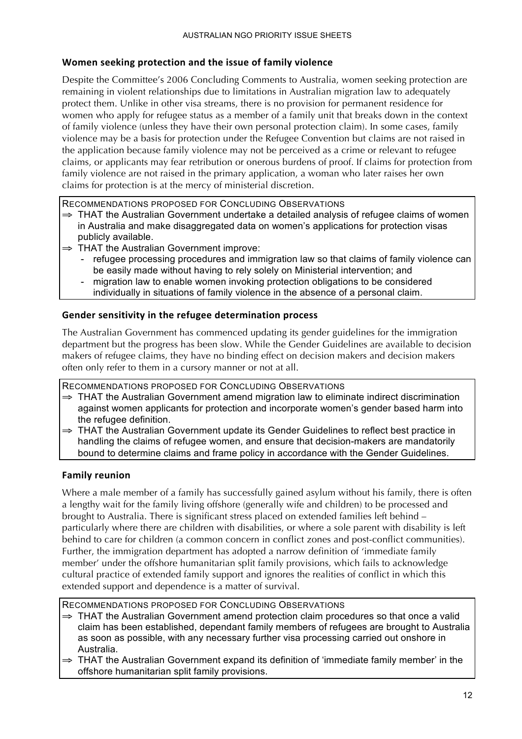### Women seeking protection and the issue of family violence

Despite the Committee's 2006 Concluding Comments to Australia, women seeking protection are remaining in violent relationships due to limitations in Australian migration law to adequately protect them. Unlike in other visa streams, there is no provision for permanent residence for women who apply for refugee status as a member of a family unit that breaks down in the context of family violence (unless they have their own personal protection claim). In some cases, family violence may be a basis for protection under the Refugee Convention but claims are not raised in the application because family violence may not be perceived as a crime or relevant to refugee claims, or applicants may fear retribution or onerous burdens of proof. If claims for protection from family violence are not raised in the primary application, a woman who later raises her own claims for protection is at the mercy of ministerial discretion.

RECOMMENDATIONS PROPOSED FOR CONCLUDING OBSERVATIONS

⇒ THAT the Australian Government undertake a detailed analysis of refugee claims of women in Australia and make disaggregated data on women's applications for protection visas publicly available.

⇒ THAT the Australian Government improve:
- refugee processing procedures and immigration law so that claims of family violence can be easily made without having to rely solely on Ministerial intervention; and
- migration law to enable women invoking protection obligations to be considered individually in situations of family violence in the absence of a personal claim.

### Gender sensitivity in the refugee determination process

The Australian Government has commenced updating its gender guidelines for the immigration department but the progress has been slow. While the Gender Guidelines are available to decision makers of refugee claims, they have no binding effect on decision makers and decision makers often only refer to them in a cursory manner or not at all.

RECOMMENDATIONS PROPOSED FOR CONCLUDING OBSERVATIONS

⇒ THAT the Australian Government amend migration law to eliminate indirect discrimination against women applicants for protection and incorporate women's gender based harm into the refugee definition.

⇒ THAT the Australian Government update its Gender Guidelines to reflect best practice in handling the claims of refugee women, and ensure that decision-makers are mandatorily bound to determine claims and frame policy in accordance with the Gender Guidelines.

### Family reunion

Where a male member of a family has successfully gained asylum without his family, there is often a lengthy wait for the family living offshore (generally wife and children) to be processed and brought to Australia. There is significant stress placed on extended families left behind – particularly where there are children with disabilities, or where a sole parent with disability is left behind to care for children (a common concern in conflict zones and post-conflict communities). Further, the immigration department has adopted a narrow definition of 'immediate family member' under the offshore humanitarian split family provisions, which fails to acknowledge cultural practice of extended family support and ignores the realities of conflict in which this extended support and dependence is a matter of survival.

RECOMMENDATIONS PROPOSED FOR CONCLUDING OBSERVATIONS

⇒ THAT the Australian Government amend protection claim procedures so that once a valid claim has been established, dependant family members of refugees are brought to Australia as soon as possible, with any necessary further visa processing carried out onshore in Australia.

⇒ THAT the Australian Government expand its definition of 'immediate family member' in the offshore humanitarian split family provisions.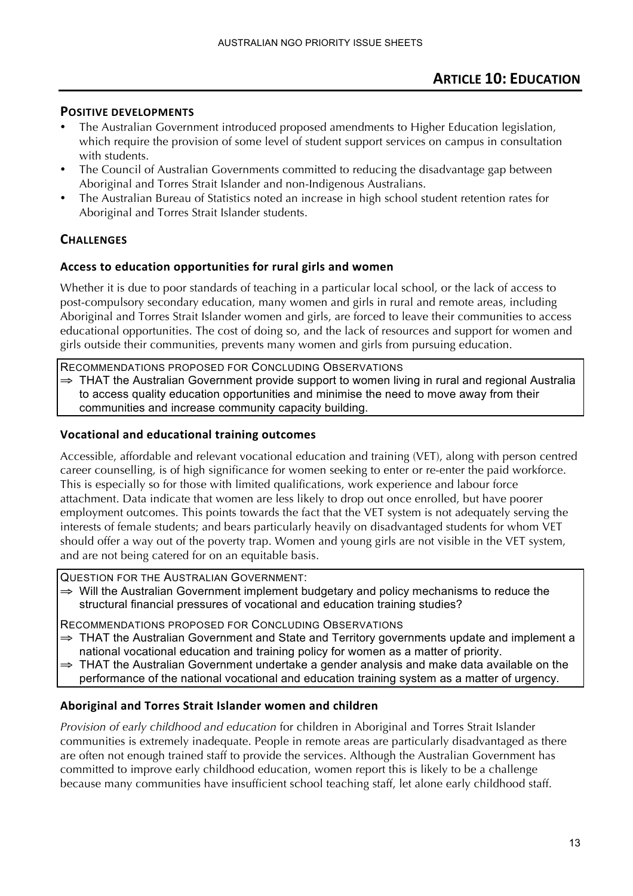# Article 10: Education

## Positive developments

- The Australian Government introduced proposed amendments to Higher Education legislation, which require the provision of some level of student support services on campus in consultation with students.
- The Council of Australian Governments committed to reducing the disadvantage gap between Aboriginal and Torres Strait Islander and non-Indigenous Australians.
- The Australian Bureau of Statistics noted an increase in high school student retention rates for Aboriginal and Torres Strait Islander students.

## Challenges

### Access to education opportunities for rural girls and women

Whether it is due to poor standards of teaching in a particular local school, or the lack of access to post-compulsory secondary education, many women and girls in rural and remote areas, including Aboriginal and Torres Strait Islander women and girls, are forced to leave their communities to access educational opportunities. The cost of doing so, and the lack of resources and support for women and girls outside their communities, prevents many women and girls from pursuing education.

> RECOMMENDATIONS PROPOSED FOR CONCLUDING OBSERVATIONS
>
> ⇒ THAT the Australian Government provide support to women living in rural and regional Australia to access quality education opportunities and minimise the need to move away from their communities and increase community capacity building.

### Vocational and educational training outcomes

Accessible, affordable and relevant vocational education and training (VET), along with person centred career counselling, is of high significance for women seeking to enter or re-enter the paid workforce. This is especially so for those with limited qualifications, work experience and labour force attachment. Data indicate that women are less likely to drop out once enrolled, but have poorer employment outcomes. This points towards the fact that the VET system is not adequately serving the interests of female students; and bears particularly heavily on disadvantaged students for whom VET should offer a way out of the poverty trap. Women and young girls are not visible in the VET system, and are not being catered for on an equitable basis.

> QUESTION FOR THE AUSTRALIAN GOVERNMENT:
>
> ⇒ Will the Australian Government implement budgetary and policy mechanisms to reduce the structural financial pressures of vocational and education training studies?
>
> RECOMMENDATIONS PROPOSED FOR CONCLUDING OBSERVATIONS
>
> ⇒ THAT the Australian Government and State and Territory governments update and implement a national vocational education and training policy for women as a matter of priority.
>
> ⇒ THAT the Australian Government undertake a gender analysis and make data available on the performance of the national vocational and education training system as a matter of urgency.

### Aboriginal and Torres Strait Islander women and children

*Provision of early childhood and education* for children in Aboriginal and Torres Strait Islander communities is extremely inadequate. People in remote areas are particularly disadvantaged as there are often not enough trained staff to provide the services. Although the Australian Government has committed to improve early childhood education, women report this is likely to be a challenge because many communities have insufficient school teaching staff, let alone early childhood staff.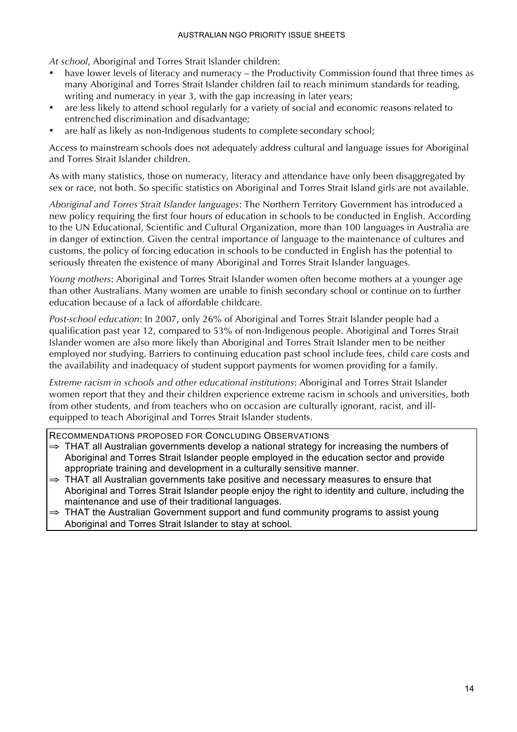*At school*, Aboriginal and Torres Strait Islander children:

- have lower levels of literacy and numeracy – the Productivity Commission found that three times as many Aboriginal and Torres Strait Islander children fail to reach minimum standards for reading, writing and numeracy in year 3, with the gap increasing in later years;
- are less likely to attend school regularly for a variety of social and economic reasons related to entrenched discrimination and disadvantage;
- are half as likely as non-Indigenous students to complete secondary school;

Access to mainstream schools does not adequately address cultural and language issues for Aboriginal and Torres Strait Islander children.

As with many statistics, those on numeracy, literacy and attendance have only been disaggregated by sex or race, not both. So specific statistics on Aboriginal and Torres Strait Island girls are not available.

*Aboriginal and Torres Strait Islander languages*: The Northern Territory Government has introduced a new policy requiring the first four hours of education in schools to be conducted in English. According to the UN Educational, Scientific and Cultural Organization, more than 100 languages in Australia are in danger of extinction. Given the central importance of language to the maintenance of cultures and customs, the policy of forcing education in schools to be conducted in English has the potential to seriously threaten the existence of many Aboriginal and Torres Strait Islander languages.

*Young mothers*: Aboriginal and Torres Strait Islander women often become mothers at a younger age than other Australians. Many women are unable to finish secondary school or continue on to further education because of a lack of affordable childcare.

*Post-school education*: In 2007, only 26% of Aboriginal and Torres Strait Islander people had a qualification past year 12, compared to 53% of non-Indigenous people. Aboriginal and Torres Strait Islander women are also more likely than Aboriginal and Torres Strait Islander men to be neither employed nor studying. Barriers to continuing education past school include fees, child care costs and the availability and inadequacy of student support payments for women providing for a family.

*Extreme racism in schools and other educational institutions*: Aboriginal and Torres Strait Islander women report that they and their children experience extreme racism in schools and universities, both from other students, and from teachers who on occasion are culturally ignorant, racist, and ill-equipped to teach Aboriginal and Torres Strait Islander students.

RECOMMENDATIONS PROPOSED FOR CONCLUDING OBSERVATIONS

⇒ THAT all Australian governments develop a national strategy for increasing the numbers of Aboriginal and Torres Strait Islander people employed in the education sector and provide appropriate training and development in a culturally sensitive manner.

⇒ THAT all Australian governments take positive and necessary measures to ensure that Aboriginal and Torres Strait Islander people enjoy the right to identity and culture, including the maintenance and use of their traditional languages.

⇒ THAT the Australian Government support and fund community programs to assist young Aboriginal and Torres Strait Islander to stay at school.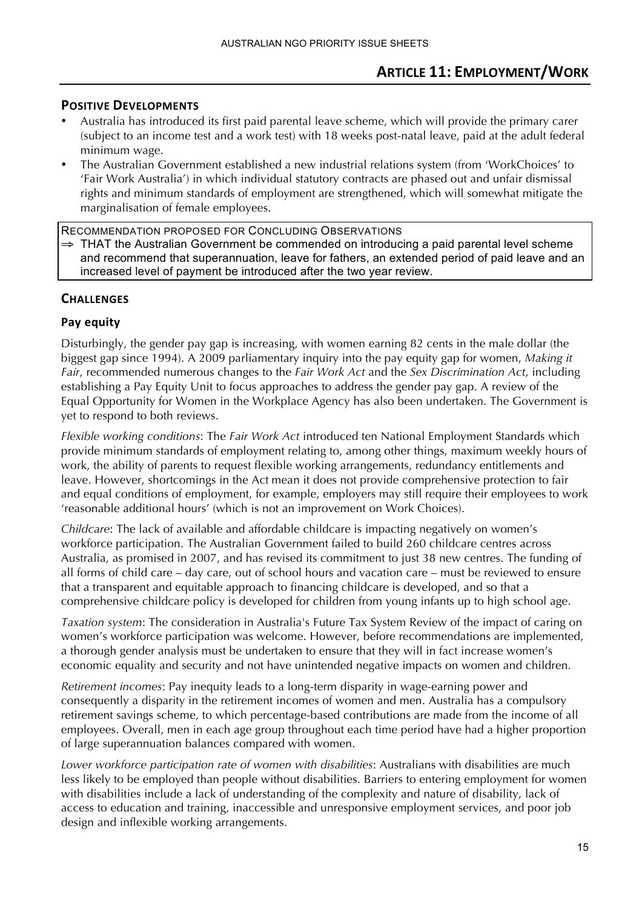## ARTICLE 11: EMPLOYMENT/WORK

### POSITIVE DEVELOPMENTS

- Australia has introduced its first paid parental leave scheme, which will provide the primary carer (subject to an income test and a work test) with 18 weeks post-natal leave, paid at the adult federal minimum wage.
- The Australian Government established a new industrial relations system (from 'WorkChoices' to 'Fair Work Australia') in which individual statutory contracts are phased out and unfair dismissal rights and minimum standards of employment are strengthened, which will somewhat mitigate the marginalisation of female employees.

> RECOMMENDATION PROPOSED FOR CONCLUDING OBSERVATIONS
>
> ⇒ THAT the Australian Government be commended on introducing a paid parental level scheme and recommend that superannuation, leave for fathers, an extended period of paid leave and an increased level of payment be introduced after the two year review.

### CHALLENGES

#### Pay equity

Disturbingly, the gender pay gap is increasing, with women earning 82 cents in the male dollar (the biggest gap since 1994). A 2009 parliamentary inquiry into the pay equity gap for women, *Making it Fair*, recommended numerous changes to the *Fair Work Act* and the *Sex Discrimination Act*, including establishing a Pay Equity Unit to focus approaches to address the gender pay gap. A review of the Equal Opportunity for Women in the Workplace Agency has also been undertaken. The Government is yet to respond to both reviews.

*Flexible working conditions*: The *Fair Work Act* introduced ten National Employment Standards which provide minimum standards of employment relating to, among other things, maximum weekly hours of work, the ability of parents to request flexible working arrangements, redundancy entitlements and leave. However, shortcomings in the Act mean it does not provide comprehensive protection to fair and equal conditions of employment, for example, employers may still require their employees to work 'reasonable additional hours' (which is not an improvement on Work Choices).

*Childcare*: The lack of available and affordable childcare is impacting negatively on women's workforce participation. The Australian Government failed to build 260 childcare centres across Australia, as promised in 2007, and has revised its commitment to just 38 new centres. The funding of all forms of child care – day care, out of school hours and vacation care – must be reviewed to ensure that a transparent and equitable approach to financing childcare is developed, and so that a comprehensive childcare policy is developed for children from young infants up to high school age.

*Taxation system*: The consideration in Australia's Future Tax System Review of the impact of caring on women's workforce participation was welcome. However, before recommendations are implemented, a thorough gender analysis must be undertaken to ensure that they will in fact increase women's economic equality and security and not have unintended negative impacts on women and children.

*Retirement incomes*: Pay inequity leads to a long-term disparity in wage-earning power and consequently a disparity in the retirement incomes of women and men. Australia has a compulsory retirement savings scheme, to which percentage-based contributions are made from the income of all employees. Overall, men in each age group throughout each time period have had a higher proportion of large superannuation balances compared with women.

*Lower workforce participation rate of women with disabilities*: Australians with disabilities are much less likely to be employed than people without disabilities. Barriers to entering employment for women with disabilities include a lack of understanding of the complexity and nature of disability, lack of access to education and training, inaccessible and unresponsive employment services, and poor job design and inflexible working arrangements.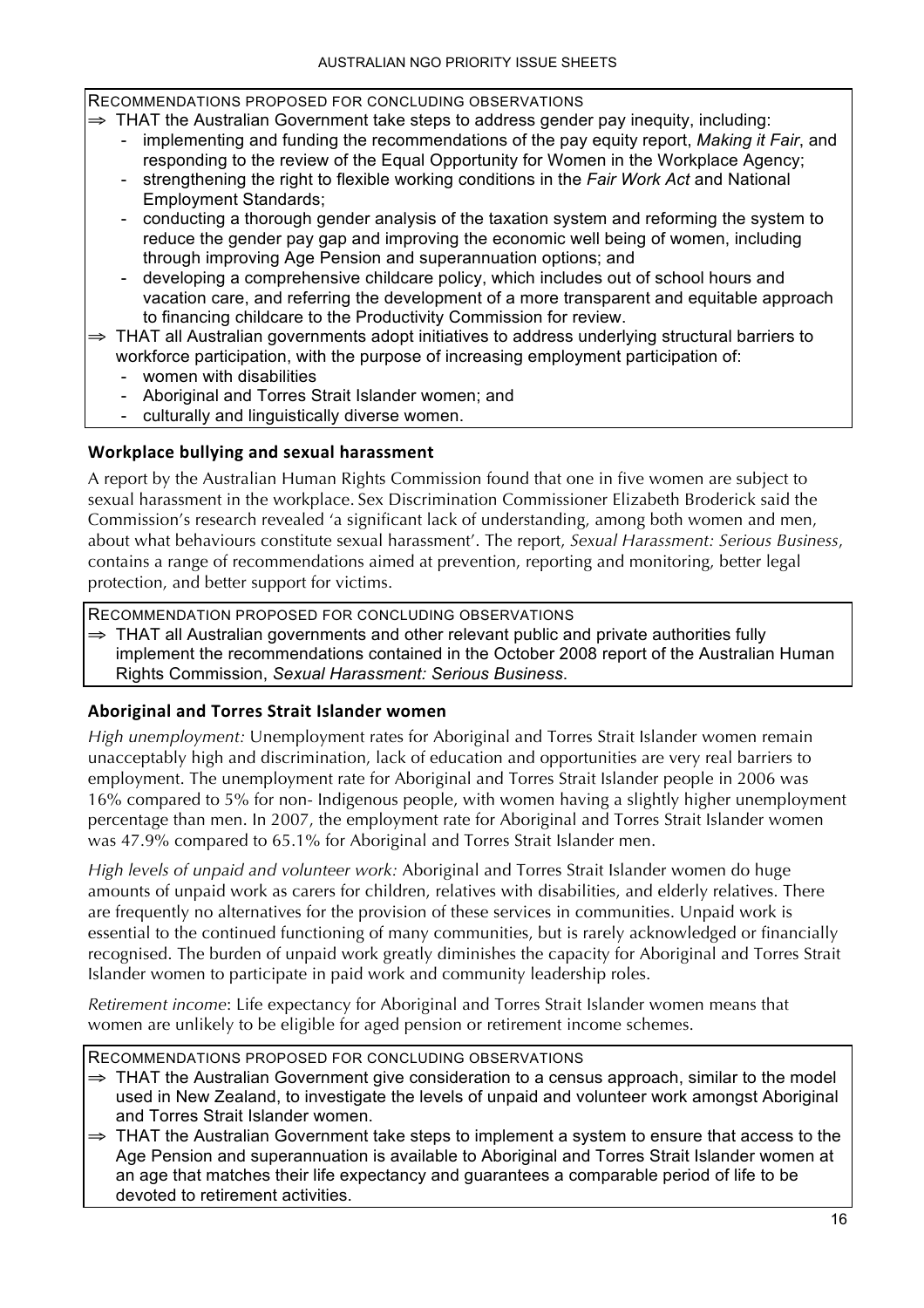RECOMMENDATIONS PROPOSED FOR CONCLUDING OBSERVATIONS

⇒ THAT the Australian Government take steps to address gender pay inequity, including:
  - implementing and funding the recommendations of the pay equity report, *Making it Fair*, and responding to the review of the Equal Opportunity for Women in the Workplace Agency;
  - strengthening the right to flexible working conditions in the *Fair Work Act* and National Employment Standards;
  - conducting a thorough gender analysis of the taxation system and reforming the system to reduce the gender pay gap and improving the economic well being of women, including through improving Age Pension and superannuation options; and
  - developing a comprehensive childcare policy, which includes out of school hours and vacation care, and referring the development of a more transparent and equitable approach to financing childcare to the Productivity Commission for review.

⇒ THAT all Australian governments adopt initiatives to address underlying structural barriers to workforce participation, with the purpose of increasing employment participation of:
  - women with disabilities
  - Aboriginal and Torres Strait Islander women; and
  - culturally and linguistically diverse women.

### Workplace bullying and sexual harassment

A report by the Australian Human Rights Commission found that one in five women are subject to sexual harassment in the workplace. Sex Discrimination Commissioner Elizabeth Broderick said the Commission's research revealed 'a significant lack of understanding, among both women and men, about what behaviours constitute sexual harassment'. The report, *Sexual Harassment: Serious Business*, contains a range of recommendations aimed at prevention, reporting and monitoring, better legal protection, and better support for victims.

RECOMMENDATION PROPOSED FOR CONCLUDING OBSERVATIONS

⇒ THAT all Australian governments and other relevant public and private authorities fully implement the recommendations contained in the October 2008 report of the Australian Human Rights Commission, *Sexual Harassment: Serious Business*.

### Aboriginal and Torres Strait Islander women

*High unemployment:* Unemployment rates for Aboriginal and Torres Strait Islander women remain unacceptably high and discrimination, lack of education and opportunities are very real barriers to employment. The unemployment rate for Aboriginal and Torres Strait Islander people in 2006 was 16% compared to 5% for non- Indigenous people, with women having a slightly higher unemployment percentage than men. In 2007, the employment rate for Aboriginal and Torres Strait Islander women was 47.9% compared to 65.1% for Aboriginal and Torres Strait Islander men.

*High levels of unpaid and volunteer work:* Aboriginal and Torres Strait Islander women do huge amounts of unpaid work as carers for children, relatives with disabilities, and elderly relatives. There are frequently no alternatives for the provision of these services in communities. Unpaid work is essential to the continued functioning of many communities, but is rarely acknowledged or financially recognised. The burden of unpaid work greatly diminishes the capacity for Aboriginal and Torres Strait Islander women to participate in paid work and community leadership roles.

*Retirement income*: Life expectancy for Aboriginal and Torres Strait Islander women means that women are unlikely to be eligible for aged pension or retirement income schemes.

RECOMMENDATIONS PROPOSED FOR CONCLUDING OBSERVATIONS

⇒ THAT the Australian Government give consideration to a census approach, similar to the model used in New Zealand, to investigate the levels of unpaid and volunteer work amongst Aboriginal and Torres Strait Islander women.

⇒ THAT the Australian Government take steps to implement a system to ensure that access to the Age Pension and superannuation is available to Aboriginal and Torres Strait Islander women at an age that matches their life expectancy and guarantees a comparable period of life to be devoted to retirement activities.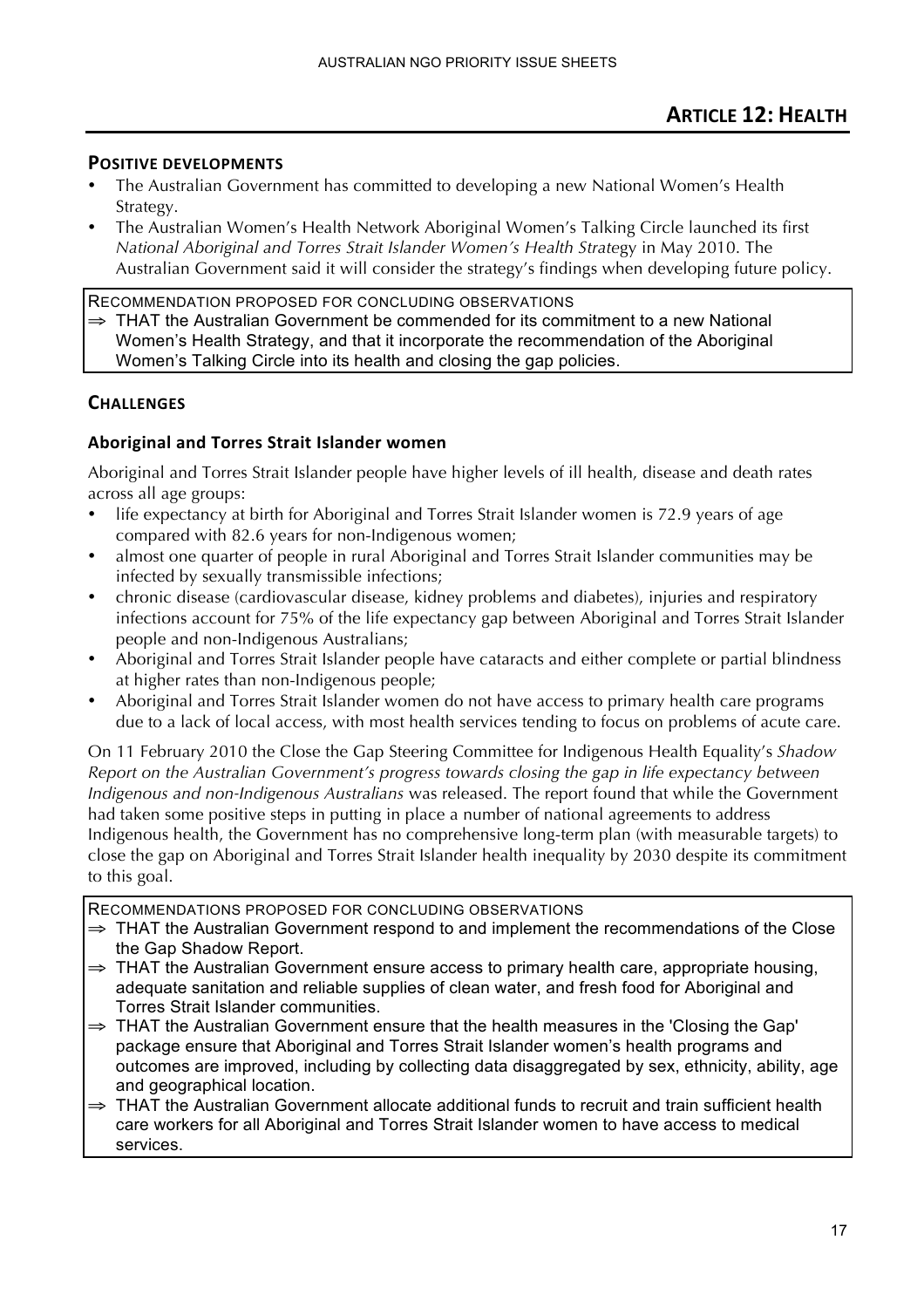## ARTICLE 12: HEALTH

### POSITIVE DEVELOPMENTS

- The Australian Government has committed to developing a new National Women's Health Strategy.
- The Australian Women's Health Network Aboriginal Women's Talking Circle launched its first *National Aboriginal and Torres Strait Islander Women's Health Strategy* in May 2010. The Australian Government said it will consider the strategy's findings when developing future policy.

RECOMMENDATION PROPOSED FOR CONCLUDING OBSERVATIONS

⇒ THAT the Australian Government be commended for its commitment to a new National Women's Health Strategy, and that it incorporate the recommendation of the Aboriginal Women's Talking Circle into its health and closing the gap policies.

### CHALLENGES

#### Aboriginal and Torres Strait Islander women

Aboriginal and Torres Strait Islander people have higher levels of ill health, disease and death rates across all age groups:

- life expectancy at birth for Aboriginal and Torres Strait Islander women is 72.9 years of age compared with 82.6 years for non-Indigenous women;
- almost one quarter of people in rural Aboriginal and Torres Strait Islander communities may be infected by sexually transmissible infections;
- chronic disease (cardiovascular disease, kidney problems and diabetes), injuries and respiratory infections account for 75% of the life expectancy gap between Aboriginal and Torres Strait Islander people and non-Indigenous Australians;
- Aboriginal and Torres Strait Islander people have cataracts and either complete or partial blindness at higher rates than non-Indigenous people;
- Aboriginal and Torres Strait Islander women do not have access to primary health care programs due to a lack of local access, with most health services tending to focus on problems of acute care.

On 11 February 2010 the Close the Gap Steering Committee for Indigenous Health Equality's *Shadow Report on the Australian Government's progress towards closing the gap in life expectancy between Indigenous and non-Indigenous Australians* was released. The report found that while the Government had taken some positive steps in putting in place a number of national agreements to address Indigenous health, the Government has no comprehensive long-term plan (with measurable targets) to close the gap on Aboriginal and Torres Strait Islander health inequality by 2030 despite its commitment to this goal.

RECOMMENDATIONS PROPOSED FOR CONCLUDING OBSERVATIONS

⇒ THAT the Australian Government respond to and implement the recommendations of the Close the Gap Shadow Report.

⇒ THAT the Australian Government ensure access to primary health care, appropriate housing, adequate sanitation and reliable supplies of clean water, and fresh food for Aboriginal and Torres Strait Islander communities.

⇒ THAT the Australian Government ensure that the health measures in the 'Closing the Gap' package ensure that Aboriginal and Torres Strait Islander women's health programs and outcomes are improved, including by collecting data disaggregated by sex, ethnicity, ability, age and geographical location.

⇒ THAT the Australian Government allocate additional funds to recruit and train sufficient health care workers for all Aboriginal and Torres Strait Islander women to have access to medical services.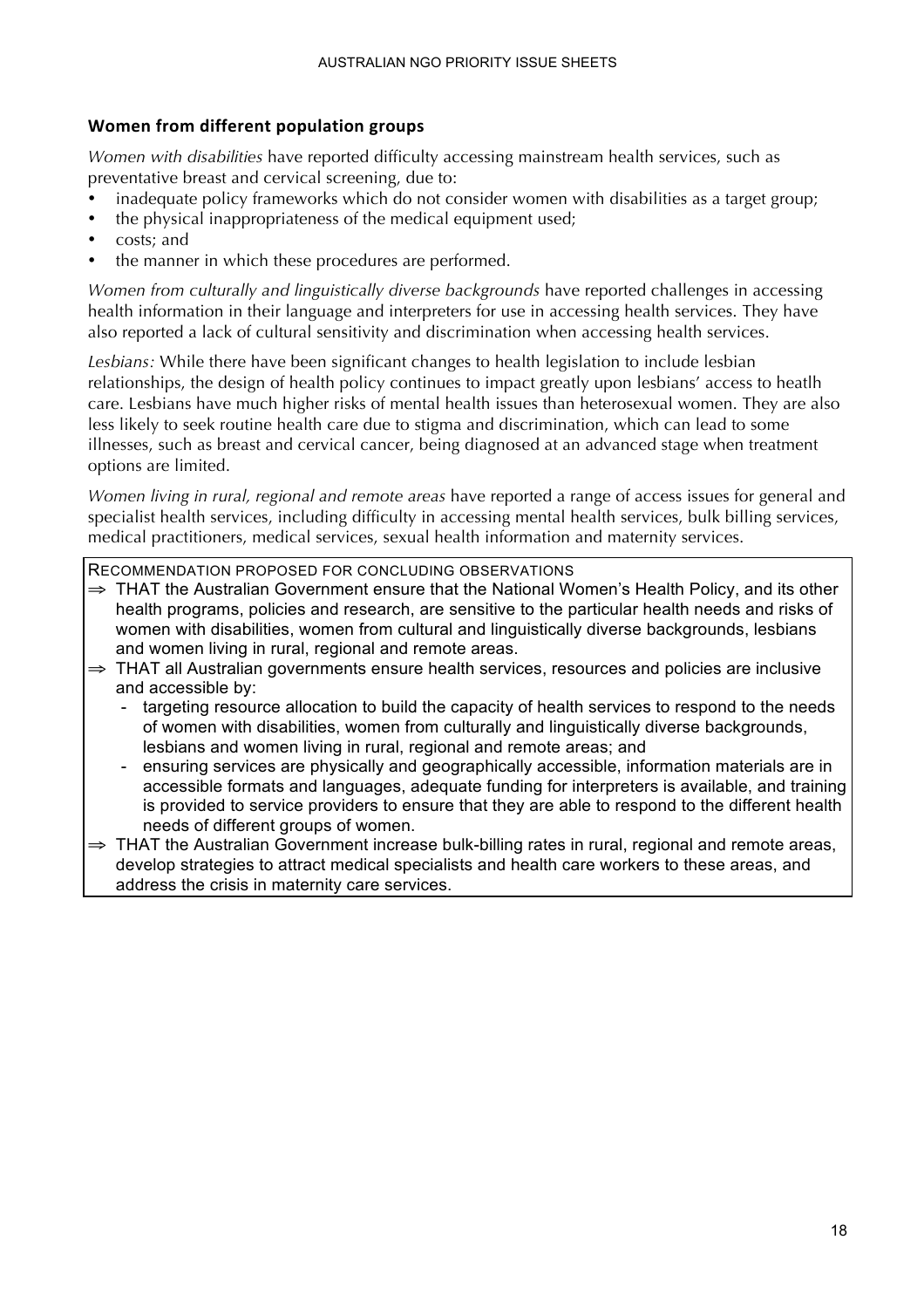## Women from different population groups

*Women with disabilities* have reported difficulty accessing mainstream health services, such as preventative breast and cervical screening, due to:

- inadequate policy frameworks which do not consider women with disabilities as a target group;
- the physical inappropriateness of the medical equipment used;
- costs; and
- the manner in which these procedures are performed.

*Women from culturally and linguistically diverse backgrounds* have reported challenges in accessing health information in their language and interpreters for use in accessing health services. They have also reported a lack of cultural sensitivity and discrimination when accessing health services.

*Lesbians:* While there have been significant changes to health legislation to include lesbian relationships, the design of health policy continues to impact greatly upon lesbians' access to heatlh care. Lesbians have much higher risks of mental health issues than heterosexual women. They are also less likely to seek routine health care due to stigma and discrimination, which can lead to some illnesses, such as breast and cervical cancer, being diagnosed at an advanced stage when treatment options are limited.

*Women living in rural, regional and remote areas* have reported a range of access issues for general and specialist health services, including difficulty in accessing mental health services, bulk billing services, medical practitioners, medical services, sexual health information and maternity services.

RECOMMENDATION PROPOSED FOR CONCLUDING OBSERVATIONS

⇒ THAT the Australian Government ensure that the National Women's Health Policy, and its other health programs, policies and research, are sensitive to the particular health needs and risks of women with disabilities, women from cultural and linguistically diverse backgrounds, lesbians and women living in rural, regional and remote areas.

⇒ THAT all Australian governments ensure health services, resources and policies are inclusive and accessible by:

- targeting resource allocation to build the capacity of health services to respond to the needs of women with disabilities, women from culturally and linguistically diverse backgrounds, lesbians and women living in rural, regional and remote areas; and
- ensuring services are physically and geographically accessible, information materials are in accessible formats and languages, adequate funding for interpreters is available, and training is provided to service providers to ensure that they are able to respond to the different health needs of different groups of women.

⇒ THAT the Australian Government increase bulk-billing rates in rural, regional and remote areas, develop strategies to attract medical specialists and health care workers to these areas, and address the crisis in maternity care services.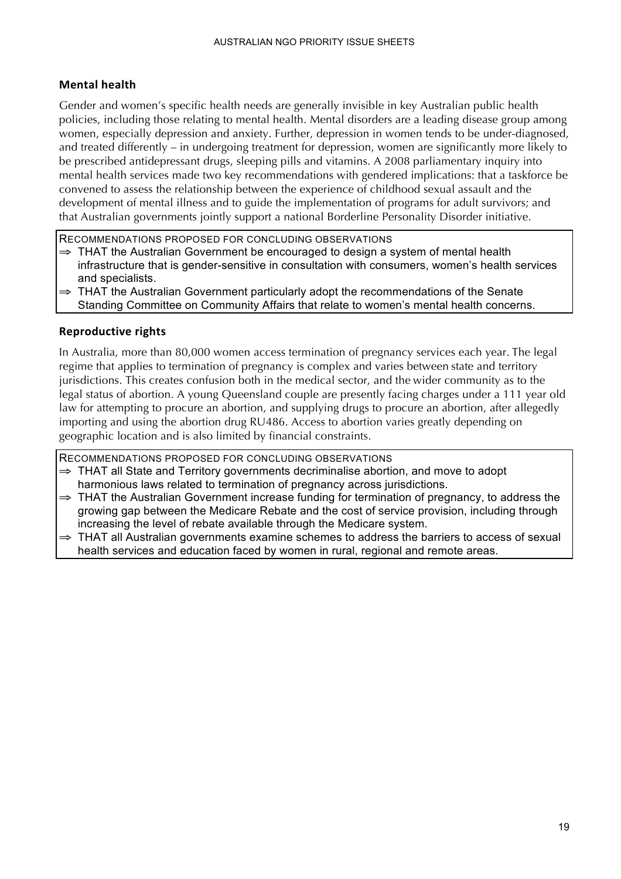## Mental health

Gender and women's specific health needs are generally invisible in key Australian public health policies, including those relating to mental health. Mental disorders are a leading disease group among women, especially depression and anxiety. Further, depression in women tends to be under-diagnosed, and treated differently – in undergoing treatment for depression, women are significantly more likely to be prescribed antidepressant drugs, sleeping pills and vitamins. A 2008 parliamentary inquiry into mental health services made two key recommendations with gendered implications: that a taskforce be convened to assess the relationship between the experience of childhood sexual assault and the development of mental illness and to guide the implementation of programs for adult survivors; and that Australian governments jointly support a national Borderline Personality Disorder initiative.

RECOMMENDATIONS PROPOSED FOR CONCLUDING OBSERVATIONS

- ⇒ THAT the Australian Government be encouraged to design a system of mental health infrastructure that is gender-sensitive in consultation with consumers, women's health services and specialists.
- ⇒ THAT the Australian Government particularly adopt the recommendations of the Senate Standing Committee on Community Affairs that relate to women's mental health concerns.

## Reproductive rights

In Australia, more than 80,000 women access termination of pregnancy services each year. The legal regime that applies to termination of pregnancy is complex and varies between state and territory jurisdictions. This creates confusion both in the medical sector, and the wider community as to the legal status of abortion. A young Queensland couple are presently facing charges under a 111 year old law for attempting to procure an abortion, and supplying drugs to procure an abortion, after allegedly importing and using the abortion drug RU486. Access to abortion varies greatly depending on geographic location and is also limited by financial constraints.

RECOMMENDATIONS PROPOSED FOR CONCLUDING OBSERVATIONS

- ⇒ THAT all State and Territory governments decriminalise abortion, and move to adopt harmonious laws related to termination of pregnancy across jurisdictions.
- ⇒ THAT the Australian Government increase funding for termination of pregnancy, to address the growing gap between the Medicare Rebate and the cost of service provision, including through increasing the level of rebate available through the Medicare system.
- ⇒ THAT all Australian governments examine schemes to address the barriers to access of sexual health services and education faced by women in rural, regional and remote areas.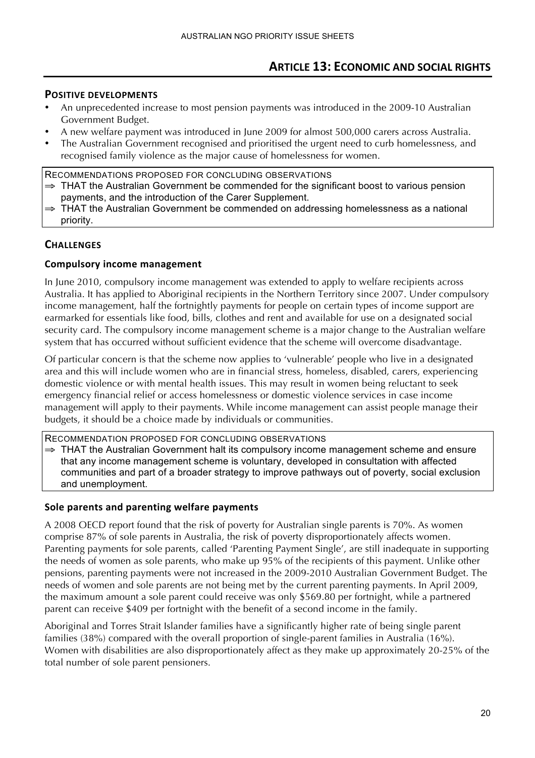## ARTICLE 13: ECONOMIC AND SOCIAL RIGHTS

### POSITIVE DEVELOPMENTS

- An unprecedented increase to most pension payments was introduced in the 2009-10 Australian Government Budget.
- A new welfare payment was introduced in June 2009 for almost 500,000 carers across Australia.
- The Australian Government recognised and prioritised the urgent need to curb homelessness, and recognised family violence as the major cause of homelessness for women.

RECOMMENDATIONS PROPOSED FOR CONCLUDING OBSERVATIONS

⇒ THAT the Australian Government be commended for the significant boost to various pension payments, and the introduction of the Carer Supplement.

⇒ THAT the Australian Government be commended on addressing homelessness as a national priority.

### CHALLENGES

#### Compulsory income management

In June 2010, compulsory income management was extended to apply to welfare recipients across Australia. It has applied to Aboriginal recipients in the Northern Territory since 2007. Under compulsory income management, half the fortnightly payments for people on certain types of income support are earmarked for essentials like food, bills, clothes and rent and available for use on a designated social security card. The compulsory income management scheme is a major change to the Australian welfare system that has occurred without sufficient evidence that the scheme will overcome disadvantage.

Of particular concern is that the scheme now applies to 'vulnerable' people who live in a designated area and this will include women who are in financial stress, homeless, disabled, carers, experiencing domestic violence or with mental health issues. This may result in women being reluctant to seek emergency financial relief or access homelessness or domestic violence services in case income management will apply to their payments. While income management can assist people manage their budgets, it should be a choice made by individuals or communities.

RECOMMENDATION PROPOSED FOR CONCLUDING OBSERVATIONS

⇒ THAT the Australian Government halt its compulsory income management scheme and ensure that any income management scheme is voluntary, developed in consultation with affected communities and part of a broader strategy to improve pathways out of poverty, social exclusion and unemployment.

#### Sole parents and parenting welfare payments

A 2008 OECD report found that the risk of poverty for Australian single parents is 70%. As women comprise 87% of sole parents in Australia, the risk of poverty disproportionately affects women. Parenting payments for sole parents, called 'Parenting Payment Single', are still inadequate in supporting the needs of women as sole parents, who make up 95% of the recipients of this payment. Unlike other pensions, parenting payments were not increased in the 2009-2010 Australian Government Budget. The needs of women and sole parents are not being met by the current parenting payments. In April 2009, the maximum amount a sole parent could receive was only $569.80 per fortnight, while a partnered parent can receive $409 per fortnight with the benefit of a second income in the family.

Aboriginal and Torres Strait Islander families have a significantly higher rate of being single parent families (38%) compared with the overall proportion of single-parent families in Australia (16%). Women with disabilities are also disproportionately affect as they make up approximately 20-25% of the total number of sole parent pensioners.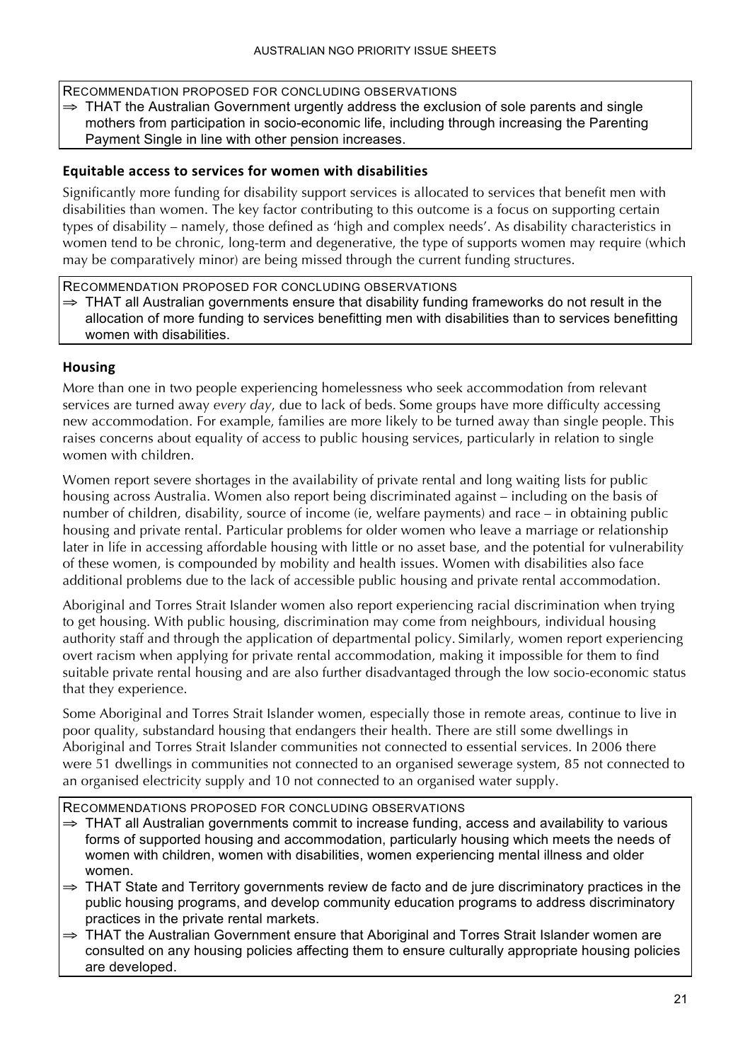RECOMMENDATION PROPOSED FOR CONCLUDING OBSERVATIONS

⇒ THAT the Australian Government urgently address the exclusion of sole parents and single mothers from participation in socio-economic life, including through increasing the Parenting Payment Single in line with other pension increases.

### Equitable access to services for women with disabilities

Significantly more funding for disability support services is allocated to services that benefit men with disabilities than women. The key factor contributing to this outcome is a focus on supporting certain types of disability – namely, those defined as 'high and complex needs'. As disability characteristics in women tend to be chronic, long-term and degenerative, the type of supports women may require (which may be comparatively minor) are being missed through the current funding structures.

RECOMMENDATION PROPOSED FOR CONCLUDING OBSERVATIONS

⇒ THAT all Australian governments ensure that disability funding frameworks do not result in the allocation of more funding to services benefitting men with disabilities than to services benefitting women with disabilities.

### Housing

More than one in two people experiencing homelessness who seek accommodation from relevant services are turned away *every day*, due to lack of beds. Some groups have more difficulty accessing new accommodation. For example, families are more likely to be turned away than single people. This raises concerns about equality of access to public housing services, particularly in relation to single women with children.

Women report severe shortages in the availability of private rental and long waiting lists for public housing across Australia. Women also report being discriminated against – including on the basis of number of children, disability, source of income (ie, welfare payments) and race – in obtaining public housing and private rental. Particular problems for older women who leave a marriage or relationship later in life in accessing affordable housing with little or no asset base, and the potential for vulnerability of these women, is compounded by mobility and health issues. Women with disabilities also face additional problems due to the lack of accessible public housing and private rental accommodation.

Aboriginal and Torres Strait Islander women also report experiencing racial discrimination when trying to get housing. With public housing, discrimination may come from neighbours, individual housing authority staff and through the application of departmental policy. Similarly, women report experiencing overt racism when applying for private rental accommodation, making it impossible for them to find suitable private rental housing and are also further disadvantaged through the low socio-economic status that they experience.

Some Aboriginal and Torres Strait Islander women, especially those in remote areas, continue to live in poor quality, substandard housing that endangers their health. There are still some dwellings in Aboriginal and Torres Strait Islander communities not connected to essential services. In 2006 there were 51 dwellings in communities not connected to an organised sewerage system, 85 not connected to an organised electricity supply and 10 not connected to an organised water supply.

RECOMMENDATIONS PROPOSED FOR CONCLUDING OBSERVATIONS

⇒ THAT all Australian governments commit to increase funding, access and availability to various forms of supported housing and accommodation, particularly housing which meets the needs of women with children, women with disabilities, women experiencing mental illness and older women.

⇒ THAT State and Territory governments review de facto and de jure discriminatory practices in the public housing programs, and develop community education programs to address discriminatory practices in the private rental markets.

⇒ THAT the Australian Government ensure that Aboriginal and Torres Strait Islander women are consulted on any housing policies affecting them to ensure culturally appropriate housing policies are developed.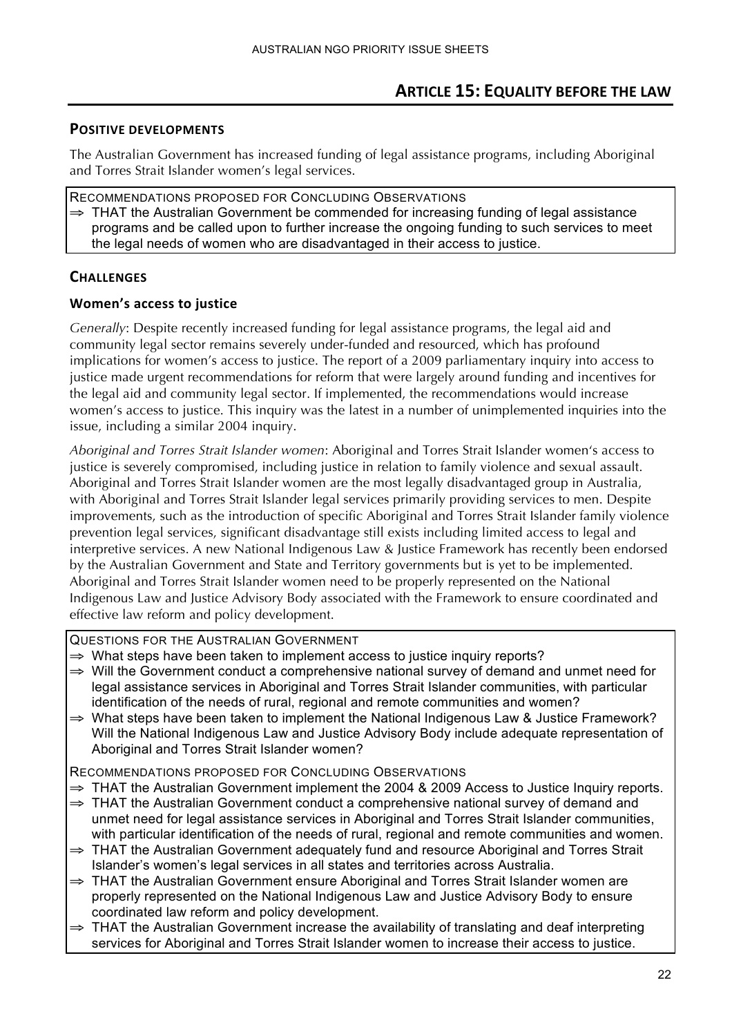# Article 15: Equality before the law

## Positive developments

The Australian Government has increased funding of legal assistance programs, including Aboriginal and Torres Strait Islander women's legal services.

RECOMMENDATIONS PROPOSED FOR CONCLUDING OBSERVATIONS

⇒ THAT the Australian Government be commended for increasing funding of legal assistance programs and be called upon to further increase the ongoing funding to such services to meet the legal needs of women who are disadvantaged in their access to justice.

## Challenges

### Women's access to justice

*Generally*: Despite recently increased funding for legal assistance programs, the legal aid and community legal sector remains severely under-funded and resourced, which has profound implications for women's access to justice. The report of a 2009 parliamentary inquiry into access to justice made urgent recommendations for reform that were largely around funding and incentives for the legal aid and community legal sector. If implemented, the recommendations would increase women's access to justice. This inquiry was the latest in a number of unimplemented inquiries into the issue, including a similar 2004 inquiry.

*Aboriginal and Torres Strait Islander women*: Aboriginal and Torres Strait Islander women's access to justice is severely compromised, including justice in relation to family violence and sexual assault. Aboriginal and Torres Strait Islander women are the most legally disadvantaged group in Australia, with Aboriginal and Torres Strait Islander legal services primarily providing services to men. Despite improvements, such as the introduction of specific Aboriginal and Torres Strait Islander family violence prevention legal services, significant disadvantage still exists including limited access to legal and interpretive services. A new National Indigenous Law & Justice Framework has recently been endorsed by the Australian Government and State and Territory governments but is yet to be implemented. Aboriginal and Torres Strait Islander women need to be properly represented on the National Indigenous Law and Justice Advisory Body associated with the Framework to ensure coordinated and effective law reform and policy development.

QUESTIONS FOR THE AUSTRALIAN GOVERNMENT

⇒ What steps have been taken to implement access to justice inquiry reports?

⇒ Will the Government conduct a comprehensive national survey of demand and unmet need for legal assistance services in Aboriginal and Torres Strait Islander communities, with particular identification of the needs of rural, regional and remote communities and women?

⇒ What steps have been taken to implement the National Indigenous Law & Justice Framework? Will the National Indigenous Law and Justice Advisory Body include adequate representation of Aboriginal and Torres Strait Islander women?

RECOMMENDATIONS PROPOSED FOR CONCLUDING OBSERVATIONS

⇒ THAT the Australian Government implement the 2004 & 2009 Access to Justice Inquiry reports.

⇒ THAT the Australian Government conduct a comprehensive national survey of demand and unmet need for legal assistance services in Aboriginal and Torres Strait Islander communities, with particular identification of the needs of rural, regional and remote communities and women.

⇒ THAT the Australian Government adequately fund and resource Aboriginal and Torres Strait Islander's women's legal services in all states and territories across Australia.

⇒ THAT the Australian Government ensure Aboriginal and Torres Strait Islander women are properly represented on the National Indigenous Law and Justice Advisory Body to ensure coordinated law reform and policy development.

⇒ THAT the Australian Government increase the availability of translating and deaf interpreting services for Aboriginal and Torres Strait Islander women to increase their access to justice.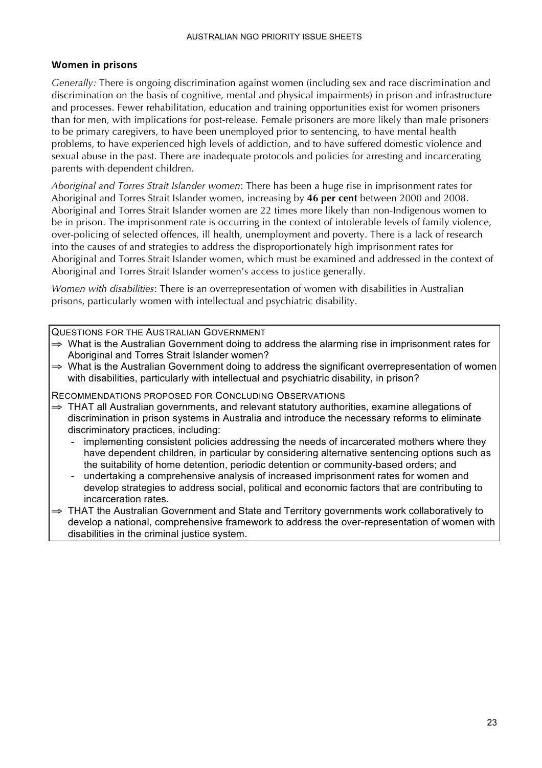## Women in prisons

*Generally:* There is ongoing discrimination against women (including sex and race discrimination and discrimination on the basis of cognitive, mental and physical impairments) in prison and infrastructure and processes. Fewer rehabilitation, education and training opportunities exist for women prisoners than for men, with implications for post-release. Female prisoners are more likely than male prisoners to be primary caregivers, to have been unemployed prior to sentencing, to have mental health problems, to have experienced high levels of addiction, and to have suffered domestic violence and sexual abuse in the past. There are inadequate protocols and policies for arresting and incarcerating parents with dependent children.

*Aboriginal and Torres Strait Islander women*: There has been a huge rise in imprisonment rates for Aboriginal and Torres Strait Islander women, increasing by **46 per cent** between 2000 and 2008. Aboriginal and Torres Strait Islander women are 22 times more likely than non-Indigenous women to be in prison. The imprisonment rate is occurring in the context of intolerable levels of family violence, over-policing of selected offences, ill health, unemployment and poverty. There is a lack of research into the causes of and strategies to address the disproportionately high imprisonment rates for Aboriginal and Torres Strait Islander women, which must be examined and addressed in the context of Aboriginal and Torres Strait Islander women's access to justice generally.

*Women with disabilities*: There is an overrepresentation of women with disabilities in Australian prisons, particularly women with intellectual and psychiatric disability.

QUESTIONS FOR THE AUSTRALIAN GOVERNMENT

⇒ What is the Australian Government doing to address the alarming rise in imprisonment rates for Aboriginal and Torres Strait Islander women?

⇒ What is the Australian Government doing to address the significant overrepresentation of women with disabilities, particularly with intellectual and psychiatric disability, in prison?

RECOMMENDATIONS PROPOSED FOR CONCLUDING OBSERVATIONS

⇒ THAT all Australian governments, and relevant statutory authorities, examine allegations of discrimination in prison systems in Australia and introduce the necessary reforms to eliminate discriminatory practices, including:

- implementing consistent policies addressing the needs of incarcerated mothers where they have dependent children, in particular by considering alternative sentencing options such as the suitability of home detention, periodic detention or community-based orders; and
- undertaking a comprehensive analysis of increased imprisonment rates for women and develop strategies to address social, political and economic factors that are contributing to incarceration rates.

⇒ THAT the Australian Government and State and Territory governments work collaboratively to develop a national, comprehensive framework to address the over-representation of women with disabilities in the criminal justice system.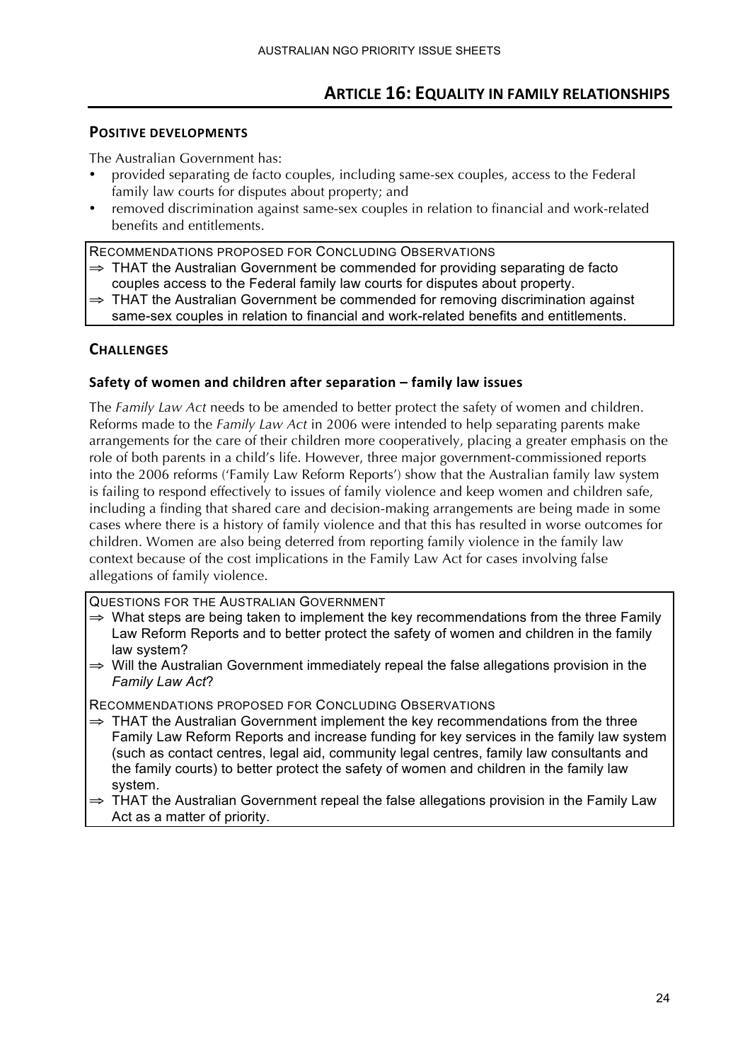## ARTICLE 16: EQUALITY IN FAMILY RELATIONSHIPS

### POSITIVE DEVELOPMENTS

The Australian Government has:

- provided separating de facto couples, including same-sex couples, access to the Federal family law courts for disputes about property; and
- removed discrimination against same-sex couples in relation to financial and work-related benefits and entitlements.

RECOMMENDATIONS PROPOSED FOR CONCLUDING OBSERVATIONS

⇒ THAT the Australian Government be commended for providing separating de facto couples access to the Federal family law courts for disputes about property.

⇒ THAT the Australian Government be commended for removing discrimination against same-sex couples in relation to financial and work-related benefits and entitlements.

### CHALLENGES

#### Safety of women and children after separation – family law issues

The *Family Law Act* needs to be amended to better protect the safety of women and children. Reforms made to the *Family Law Act* in 2006 were intended to help separating parents make arrangements for the care of their children more cooperatively, placing a greater emphasis on the role of both parents in a child's life. However, three major government-commissioned reports into the 2006 reforms ('Family Law Reform Reports') show that the Australian family law system is failing to respond effectively to issues of family violence and keep women and children safe, including a finding that shared care and decision-making arrangements are being made in some cases where there is a history of family violence and that this has resulted in worse outcomes for children. Women are also being deterred from reporting family violence in the family law context because of the cost implications in the Family Law Act for cases involving false allegations of family violence.

QUESTIONS FOR THE AUSTRALIAN GOVERNMENT

⇒ What steps are being taken to implement the key recommendations from the three Family Law Reform Reports and to better protect the safety of women and children in the family law system?

⇒ Will the Australian Government immediately repeal the false allegations provision in the *Family Law Act*?

RECOMMENDATIONS PROPOSED FOR CONCLUDING OBSERVATIONS

⇒ THAT the Australian Government implement the key recommendations from the three Family Law Reform Reports and increase funding for key services in the family law system (such as contact centres, legal aid, community legal centres, family law consultants and the family courts) to better protect the safety of women and children in the family law system.

⇒ THAT the Australian Government repeal the false allegations provision in the Family Law Act as a matter of priority.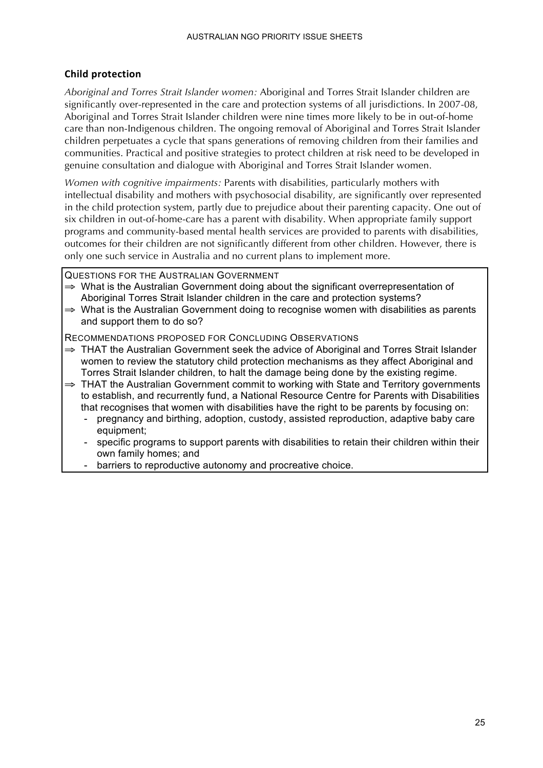## Child protection

*Aboriginal and Torres Strait Islander women:* Aboriginal and Torres Strait Islander children are significantly over-represented in the care and protection systems of all jurisdictions. In 2007-08, Aboriginal and Torres Strait Islander children were nine times more likely to be in out-of-home care than non-Indigenous children. The ongoing removal of Aboriginal and Torres Strait Islander children perpetuates a cycle that spans generations of removing children from their families and communities. Practical and positive strategies to protect children at risk need to be developed in genuine consultation and dialogue with Aboriginal and Torres Strait Islander women.

*Women with cognitive impairments:* Parents with disabilities, particularly mothers with intellectual disability and mothers with psychosocial disability, are significantly over represented in the child protection system, partly due to prejudice about their parenting capacity. One out of six children in out-of-home-care has a parent with disability. When appropriate family support programs and community-based mental health services are provided to parents with disabilities, outcomes for their children are not significantly different from other children. However, there is only one such service in Australia and no current plans to implement more.

QUESTIONS FOR THE AUSTRALIAN GOVERNMENT

⇒ What is the Australian Government doing about the significant overrepresentation of Aboriginal Torres Strait Islander children in the care and protection systems?

⇒ What is the Australian Government doing to recognise women with disabilities as parents and support them to do so?

RECOMMENDATIONS PROPOSED FOR CONCLUDING OBSERVATIONS

⇒ THAT the Australian Government seek the advice of Aboriginal and Torres Strait Islander women to review the statutory child protection mechanisms as they affect Aboriginal and Torres Strait Islander children, to halt the damage being done by the existing regime.

⇒ THAT the Australian Government commit to working with State and Territory governments to establish, and recurrently fund, a National Resource Centre for Parents with Disabilities that recognises that women with disabilities have the right to be parents by focusing on:

- pregnancy and birthing, adoption, custody, assisted reproduction, adaptive baby care equipment;
- specific programs to support parents with disabilities to retain their children within their own family homes; and
- barriers to reproductive autonomy and procreative choice.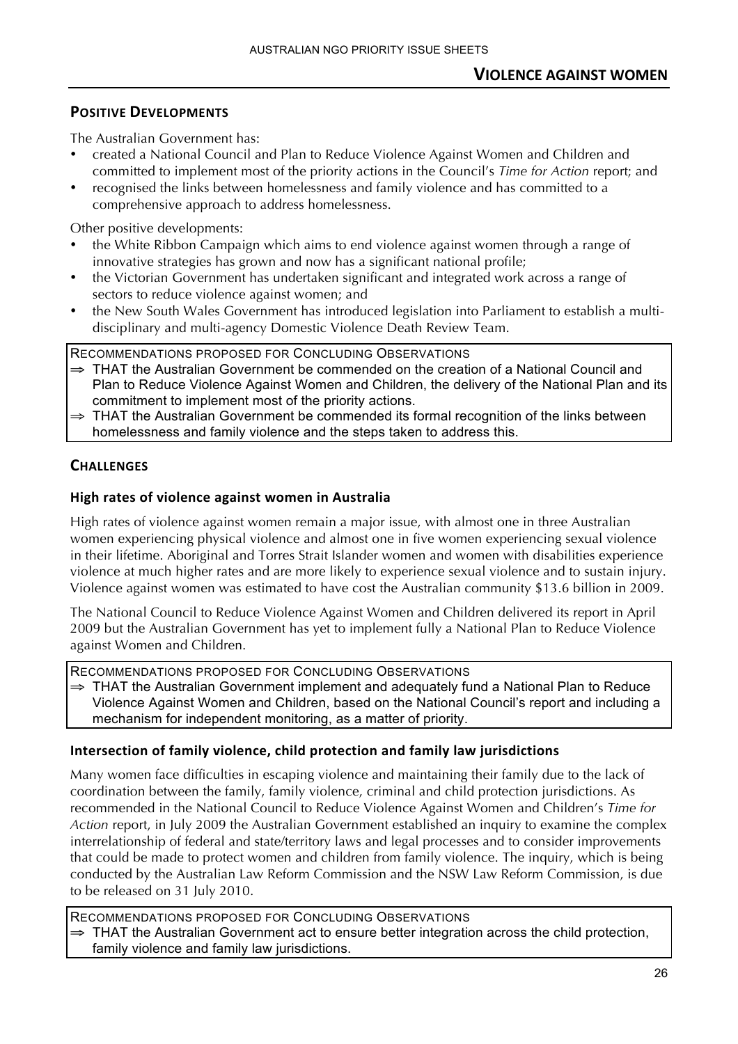# Violence Against Women

## Positive Developments

The Australian Government has:

- created a National Council and Plan to Reduce Violence Against Women and Children and committed to implement most of the priority actions in the Council's *Time for Action* report; and
- recognised the links between homelessness and family violence and has committed to a comprehensive approach to address homelessness.

Other positive developments:

- the White Ribbon Campaign which aims to end violence against women through a range of innovative strategies has grown and now has a significant national profile;
- the Victorian Government has undertaken significant and integrated work across a range of sectors to reduce violence against women; and
- the New South Wales Government has introduced legislation into Parliament to establish a multi-disciplinary and multi-agency Domestic Violence Death Review Team.

> RECOMMENDATIONS PROPOSED FOR CONCLUDING OBSERVATIONS
>
> ⇒ THAT the Australian Government be commended on the creation of a National Council and Plan to Reduce Violence Against Women and Children, the delivery of the National Plan and its commitment to implement most of the priority actions.
>
> ⇒ THAT the Australian Government be commended its formal recognition of the links between homelessness and family violence and the steps taken to address this.

## Challenges

### High rates of violence against women in Australia

High rates of violence against women remain a major issue, with almost one in three Australian women experiencing physical violence and almost one in five women experiencing sexual violence in their lifetime. Aboriginal and Torres Strait Islander women and women with disabilities experience violence at much higher rates and are more likely to experience sexual violence and to sustain injury. Violence against women was estimated to have cost the Australian community $13.6 billion in 2009.

The National Council to Reduce Violence Against Women and Children delivered its report in April 2009 but the Australian Government has yet to implement fully a National Plan to Reduce Violence against Women and Children.

> RECOMMENDATIONS PROPOSED FOR CONCLUDING OBSERVATIONS
>
> ⇒ THAT the Australian Government implement and adequately fund a National Plan to Reduce Violence Against Women and Children, based on the National Council's report and including a mechanism for independent monitoring, as a matter of priority.

### Intersection of family violence, child protection and family law jurisdictions

Many women face difficulties in escaping violence and maintaining their family due to the lack of coordination between the family, family violence, criminal and child protection jurisdictions. As recommended in the National Council to Reduce Violence Against Women and Children's *Time for Action* report, in July 2009 the Australian Government established an inquiry to examine the complex interrelationship of federal and state/territory laws and legal processes and to consider improvements that could be made to protect women and children from family violence. The inquiry, which is being conducted by the Australian Law Reform Commission and the NSW Law Reform Commission, is due to be released on 31 July 2010.

> RECOMMENDATIONS PROPOSED FOR CONCLUDING OBSERVATIONS
>
> ⇒ THAT the Australian Government act to ensure better integration across the child protection, family violence and family law jurisdictions.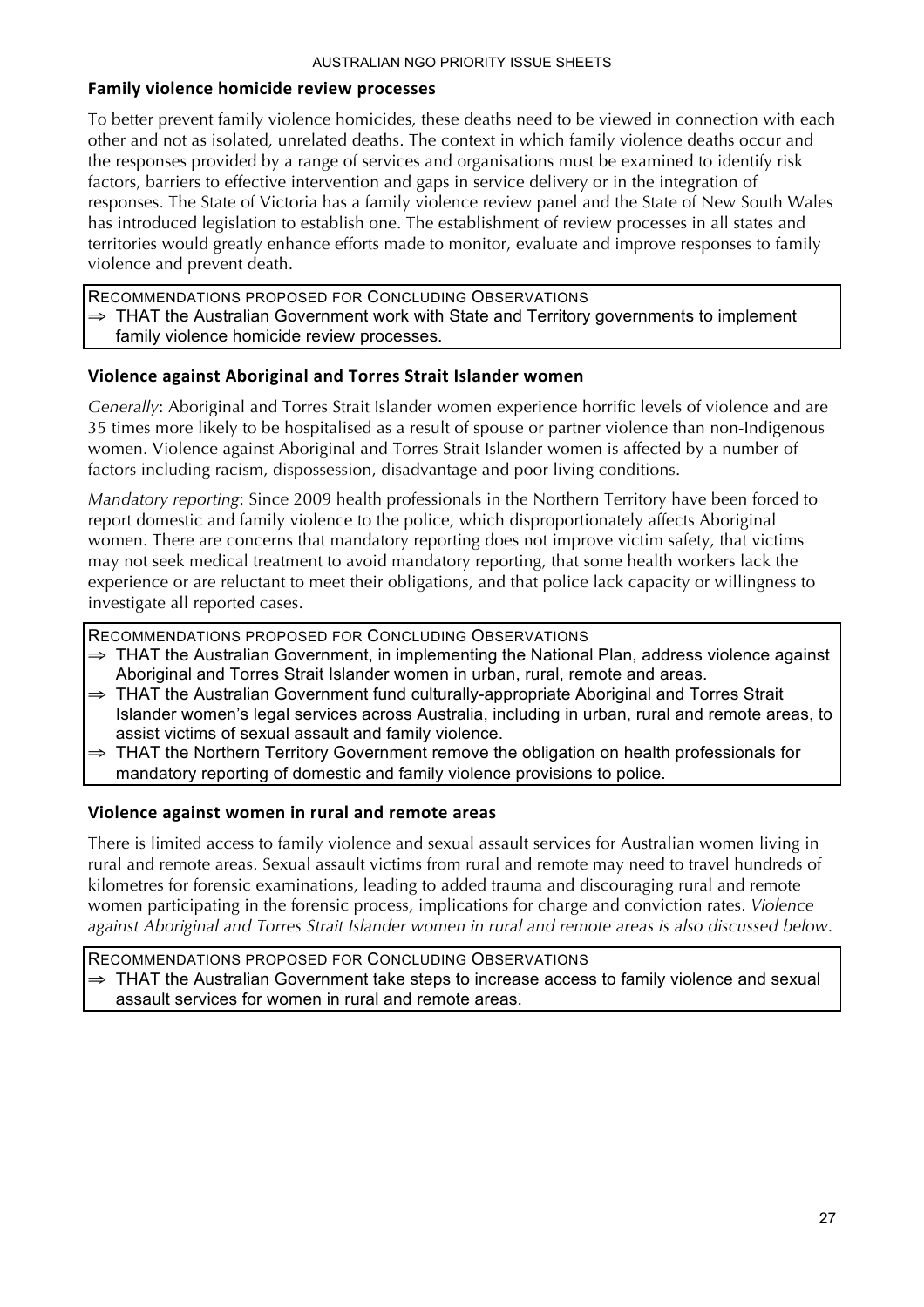### Family violence homicide review processes

To better prevent family violence homicides, these deaths need to be viewed in connection with each other and not as isolated, unrelated deaths. The context in which family violence deaths occur and the responses provided by a range of services and organisations must be examined to identify risk factors, barriers to effective intervention and gaps in service delivery or in the integration of responses. The State of Victoria has a family violence review panel and the State of New South Wales has introduced legislation to establish one. The establishment of review processes in all states and territories would greatly enhance efforts made to monitor, evaluate and improve responses to family violence and prevent death.

> RECOMMENDATIONS PROPOSED FOR CONCLUDING OBSERVATIONS
>
> ⇒ THAT the Australian Government work with State and Territory governments to implement family violence homicide review processes.

### Violence against Aboriginal and Torres Strait Islander women

*Generally*: Aboriginal and Torres Strait Islander women experience horrific levels of violence and are 35 times more likely to be hospitalised as a result of spouse or partner violence than non-Indigenous women. Violence against Aboriginal and Torres Strait Islander women is affected by a number of factors including racism, dispossession, disadvantage and poor living conditions.

*Mandatory reporting*: Since 2009 health professionals in the Northern Territory have been forced to report domestic and family violence to the police, which disproportionately affects Aboriginal women. There are concerns that mandatory reporting does not improve victim safety, that victims may not seek medical treatment to avoid mandatory reporting, that some health workers lack the experience or are reluctant to meet their obligations, and that police lack capacity or willingness to investigate all reported cases.

> RECOMMENDATIONS PROPOSED FOR CONCLUDING OBSERVATIONS
>
> ⇒ THAT the Australian Government, in implementing the National Plan, address violence against Aboriginal and Torres Strait Islander women in urban, rural, remote and areas.
>
> ⇒ THAT the Australian Government fund culturally-appropriate Aboriginal and Torres Strait Islander women's legal services across Australia, including in urban, rural and remote areas, to assist victims of sexual assault and family violence.
>
> ⇒ THAT the Northern Territory Government remove the obligation on health professionals for mandatory reporting of domestic and family violence provisions to police.

### Violence against women in rural and remote areas

There is limited access to family violence and sexual assault services for Australian women living in rural and remote areas. Sexual assault victims from rural and remote may need to travel hundreds of kilometres for forensic examinations, leading to added trauma and discouraging rural and remote women participating in the forensic process, implications for charge and conviction rates. *Violence against Aboriginal and Torres Strait Islander women in rural and remote areas is also discussed below.*

> RECOMMENDATIONS PROPOSED FOR CONCLUDING OBSERVATIONS
>
> ⇒ THAT the Australian Government take steps to increase access to family violence and sexual assault services for women in rural and remote areas.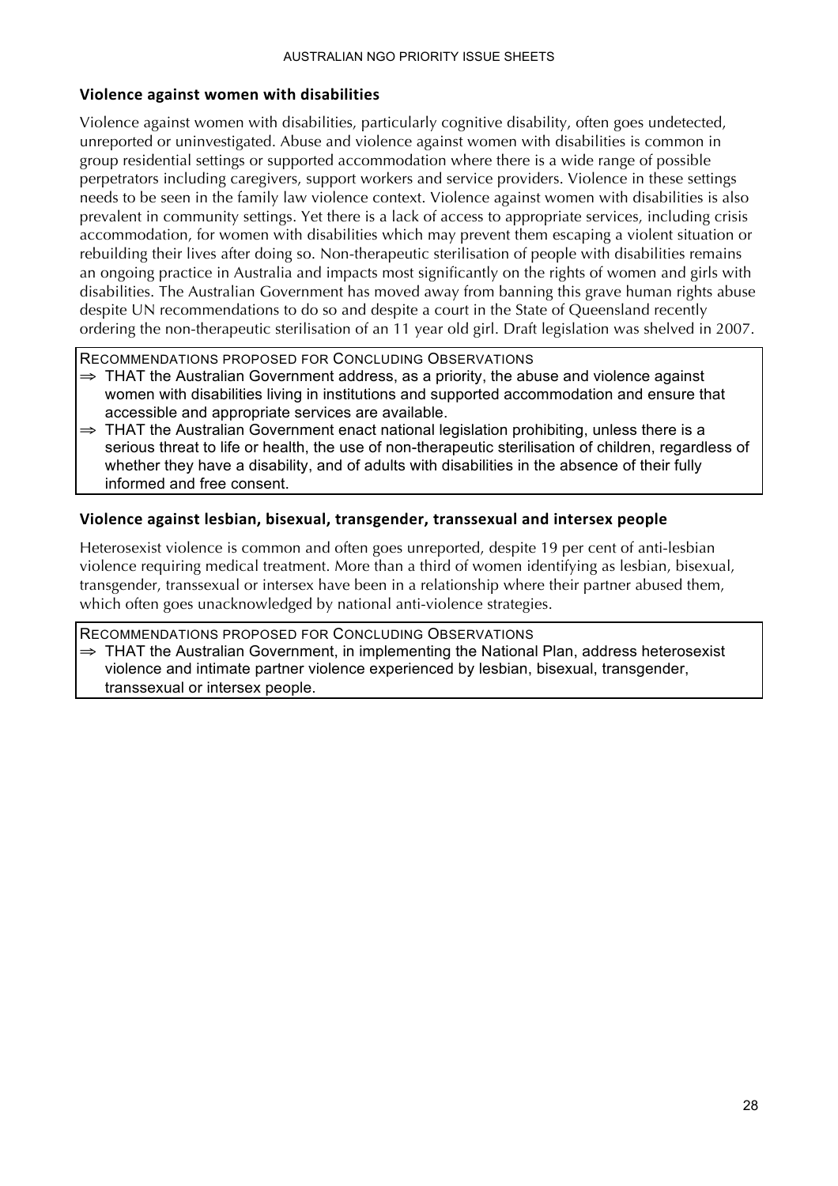### Violence against women with disabilities

Violence against women with disabilities, particularly cognitive disability, often goes undetected, unreported or uninvestigated. Abuse and violence against women with disabilities is common in group residential settings or supported accommodation where there is a wide range of possible perpetrators including caregivers, support workers and service providers. Violence in these settings needs to be seen in the family law violence context. Violence against women with disabilities is also prevalent in community settings. Yet there is a lack of access to appropriate services, including crisis accommodation, for women with disabilities which may prevent them escaping a violent situation or rebuilding their lives after doing so. Non-therapeutic sterilisation of people with disabilities remains an ongoing practice in Australia and impacts most significantly on the rights of women and girls with disabilities. The Australian Government has moved away from banning this grave human rights abuse despite UN recommendations to do so and despite a court in the State of Queensland recently ordering the non-therapeutic sterilisation of an 11 year old girl. Draft legislation was shelved in 2007.

RECOMMENDATIONS PROPOSED FOR CONCLUDING OBSERVATIONS

- ⇒ THAT the Australian Government address, as a priority, the abuse and violence against women with disabilities living in institutions and supported accommodation and ensure that accessible and appropriate services are available.
- ⇒ THAT the Australian Government enact national legislation prohibiting, unless there is a serious threat to life or health, the use of non-therapeutic sterilisation of children, regardless of whether they have a disability, and of adults with disabilities in the absence of their fully informed and free consent.

### Violence against lesbian, bisexual, transgender, transsexual and intersex people

Heterosexist violence is common and often goes unreported, despite 19 per cent of anti-lesbian violence requiring medical treatment. More than a third of women identifying as lesbian, bisexual, transgender, transsexual or intersex have been in a relationship where their partner abused them, which often goes unacknowledged by national anti-violence strategies.

RECOMMENDATIONS PROPOSED FOR CONCLUDING OBSERVATIONS

- ⇒ THAT the Australian Government, in implementing the National Plan, address heterosexist violence and intimate partner violence experienced by lesbian, bisexual, transgender, transsexual or intersex people.